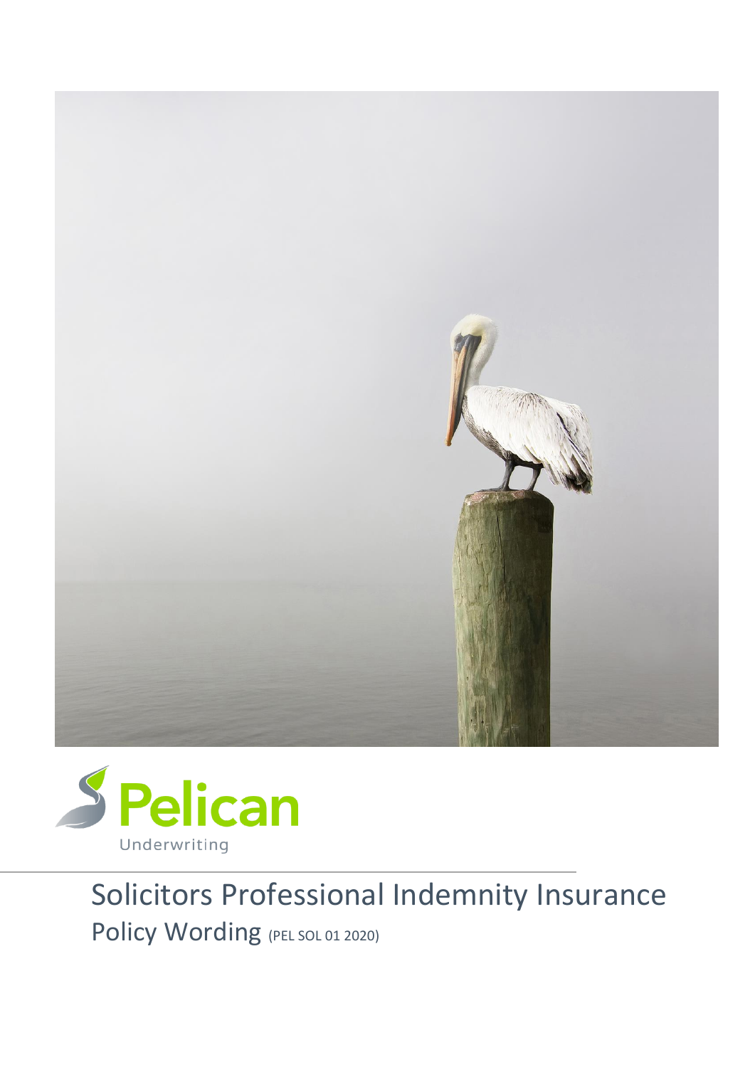Pelican

Underwriting

# Solicitors Professional Indemnity Insurance

## Policy Wording (PEL SOL 01 2020)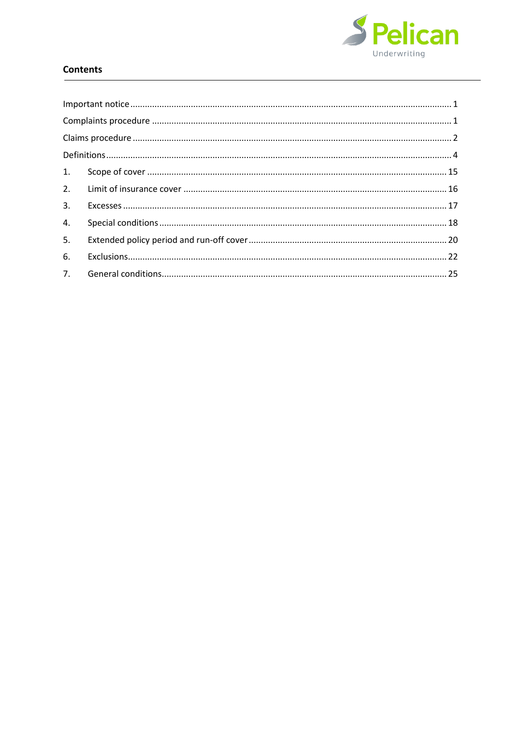## Contents

Important notice ........................................................................................................................ 1

Complaints procedure ................................................................................................................ 1

Claims procedure ....................................................................................................................... 2

Definitions .................................................................................................................................. 4

1. Scope of cover ...................................................................................................................... 15

2. Limit of insurance cover ....................................................................................................... 16

3. Excesses ................................................................................................................................ 17

4. Special conditions ................................................................................................................. 18

5. Extended policy period and run-off cover ............................................................................ 20

6. Exclusions ............................................................................................................................. 22

7. General conditions ................................................................................................................ 25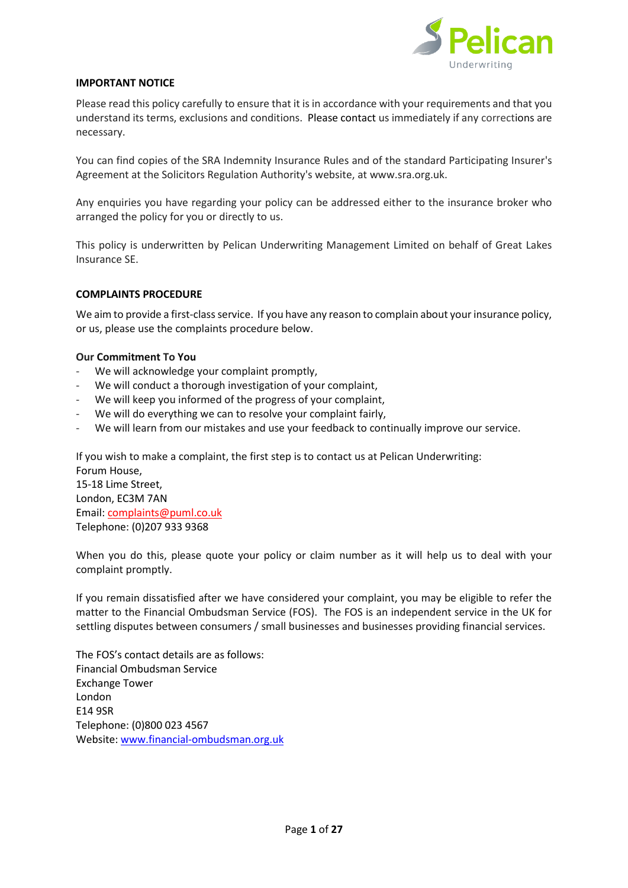**IMPORTANT NOTICE**

Please read this policy carefully to ensure that it is in accordance with your requirements and that you understand its terms, exclusions and conditions. Please contact us immediately if any corrections are necessary.

You can find copies of the SRA Indemnity Insurance Rules and of the standard Participating Insurer's Agreement at the Solicitors Regulation Authority's website, at www.sra.org.uk.

Any enquiries you have regarding your policy can be addressed either to the insurance broker who arranged the policy for you or directly to us.

This policy is underwritten by Pelican Underwriting Management Limited on behalf of Great Lakes Insurance SE.

**COMPLAINTS PROCEDURE**

We aim to provide a first-class service. If you have any reason to complain about your insurance policy, or us, please use the complaints procedure below.

**Our Commitment To You**

- We will acknowledge your complaint promptly,
- We will conduct a thorough investigation of your complaint,
- We will keep you informed of the progress of your complaint,
- We will do everything we can to resolve your complaint fairly,
- We will learn from our mistakes and use your feedback to continually improve our service.

If you wish to make a complaint, the first step is to contact us at Pelican Underwriting:
Forum House,
15-18 Lime Street,
London, EC3M 7AN
Email: complaints@puml.co.uk
Telephone: (0)207 933 9368

When you do this, please quote your policy or claim number as it will help us to deal with your complaint promptly.

If you remain dissatisfied after we have considered your complaint, you may be eligible to refer the matter to the Financial Ombudsman Service (FOS). The FOS is an independent service in the UK for settling disputes between consumers / small businesses and businesses providing financial services.

The FOS's contact details are as follows:
Financial Ombudsman Service
Exchange Tower
London
E14 9SR
Telephone: (0)800 023 4567
Website: www.financial-ombudsman.org.uk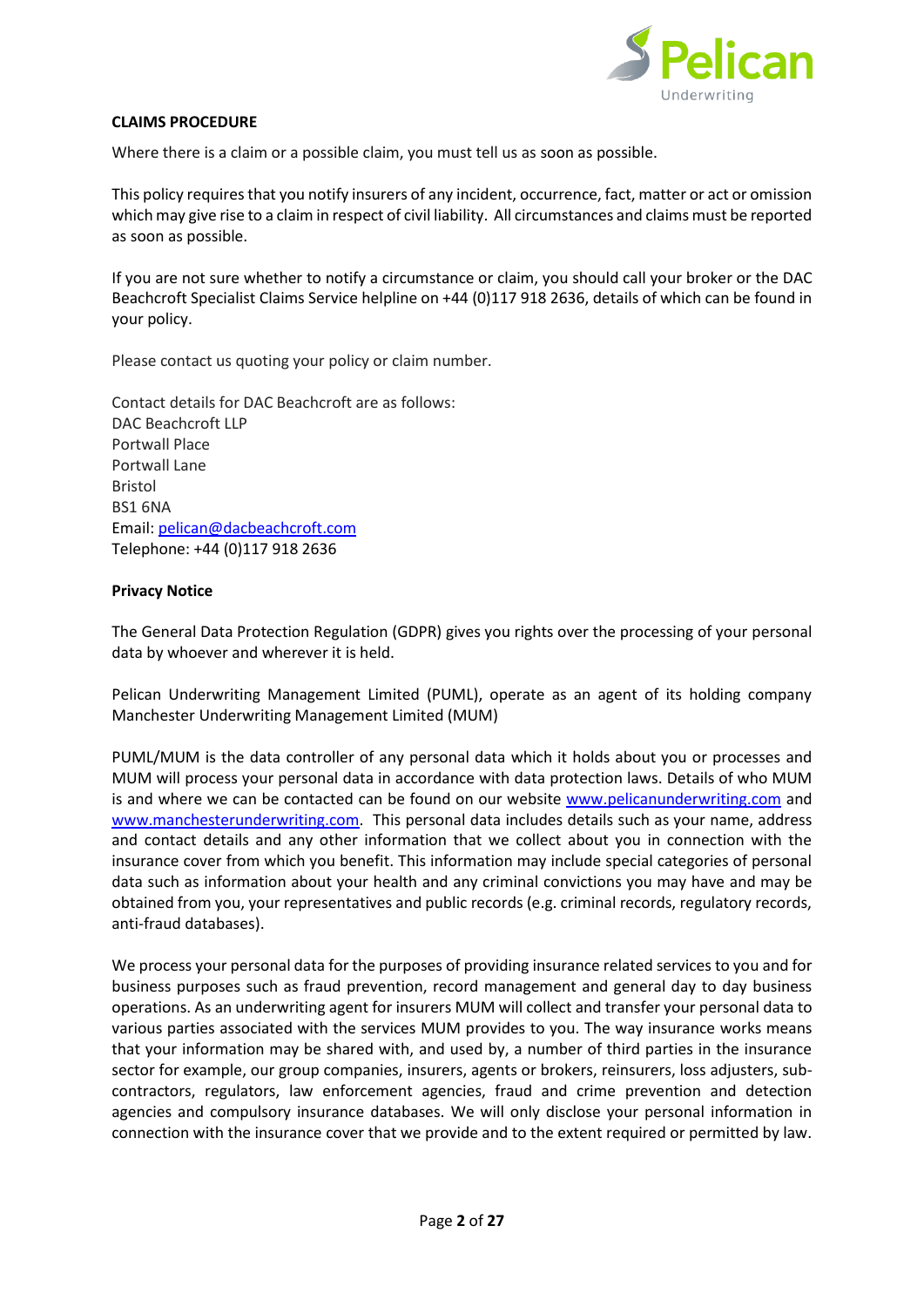**CLAIMS PROCEDURE**

Where there is a claim or a possible claim, you must tell us as soon as possible.

This policy requires that you notify insurers of any incident, occurrence, fact, matter or act or omission which may give rise to a claim in respect of civil liability. All circumstances and claims must be reported as soon as possible.

If you are not sure whether to notify a circumstance or claim, you should call your broker or the DAC Beachcroft Specialist Claims Service helpline on +44 (0)117 918 2636, details of which can be found in your policy.

Please contact us quoting your policy or claim number.

Contact details for DAC Beachcroft are as follows:
DAC Beachcroft LLP
Portwall Place
Portwall Lane
Bristol
BS1 6NA
Email: pelican@dacbeachcroft.com
Telephone: +44 (0)117 918 2636

**Privacy Notice**

The General Data Protection Regulation (GDPR) gives you rights over the processing of your personal data by whoever and wherever it is held.

Pelican Underwriting Management Limited (PUML), operate as an agent of its holding company Manchester Underwriting Management Limited (MUM)

PUML/MUM is the data controller of any personal data which it holds about you or processes and MUM will process your personal data in accordance with data protection laws. Details of who MUM is and where we can be contacted can be found on our website www.pelicanunderwriting.com and www.manchesterunderwriting.com. This personal data includes details such as your name, address and contact details and any other information that we collect about you in connection with the insurance cover from which you benefit. This information may include special categories of personal data such as information about your health and any criminal convictions you may have and may be obtained from you, your representatives and public records (e.g. criminal records, regulatory records, anti-fraud databases).

We process your personal data for the purposes of providing insurance related services to you and for business purposes such as fraud prevention, record management and general day to day business operations. As an underwriting agent for insurers MUM will collect and transfer your personal data to various parties associated with the services MUM provides to you. The way insurance works means that your information may be shared with, and used by, a number of third parties in the insurance sector for example, our group companies, insurers, agents or brokers, reinsurers, loss adjusters, sub-contractors, regulators, law enforcement agencies, fraud and crime prevention and detection agencies and compulsory insurance databases. We will only disclose your personal information in connection with the insurance cover that we provide and to the extent required or permitted by law.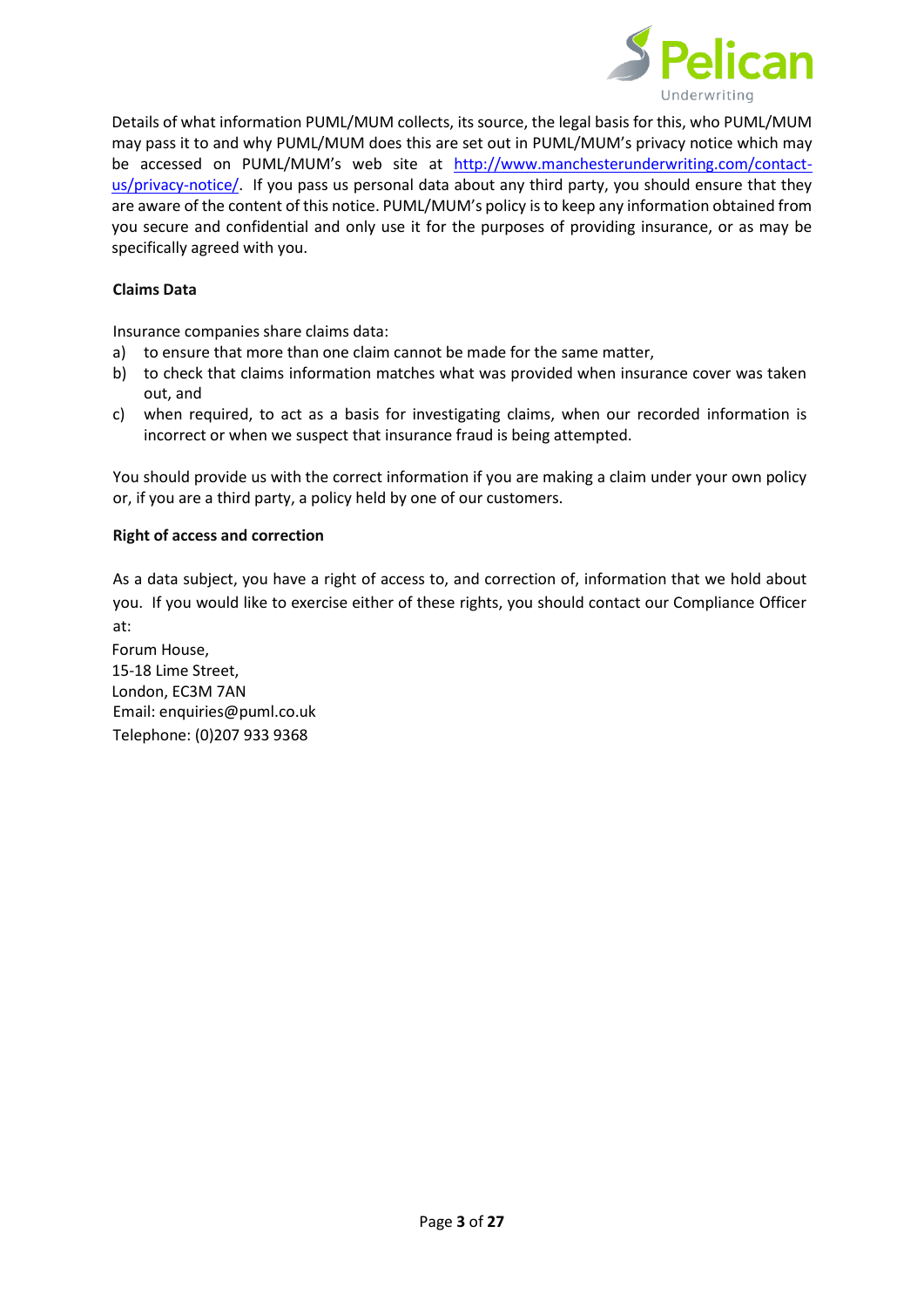Details of what information PUML/MUM collects, its source, the legal basis for this, who PUML/MUM may pass it to and why PUML/MUM does this are set out in PUML/MUM's privacy notice which may be accessed on PUML/MUM's web site at [http://www.manchesterunderwriting.com/contact-us/privacy-notice/](http://www.manchesterunderwriting.com/contact-us/privacy-notice/). If you pass us personal data about any third party, you should ensure that they are aware of the content of this notice. PUML/MUM's policy is to keep any information obtained from you secure and confidential and only use it for the purposes of providing insurance, or as may be specifically agreed with you.

**Claims Data**

Insurance companies share claims data:

a) to ensure that more than one claim cannot be made for the same matter,
b) to check that claims information matches what was provided when insurance cover was taken out, and
c) when required, to act as a basis for investigating claims, when our recorded information is incorrect or when we suspect that insurance fraud is being attempted.

You should provide us with the correct information if you are making a claim under your own policy or, if you are a third party, a policy held by one of our customers.

**Right of access and correction**

As a data subject, you have a right of access to, and correction of, information that we hold about you. If you would like to exercise either of these rights, you should contact our Compliance Officer at:

Forum House,
15-18 Lime Street,
London, EC3M 7AN
Email: enquiries@puml.co.uk
Telephone: (0)207 933 9368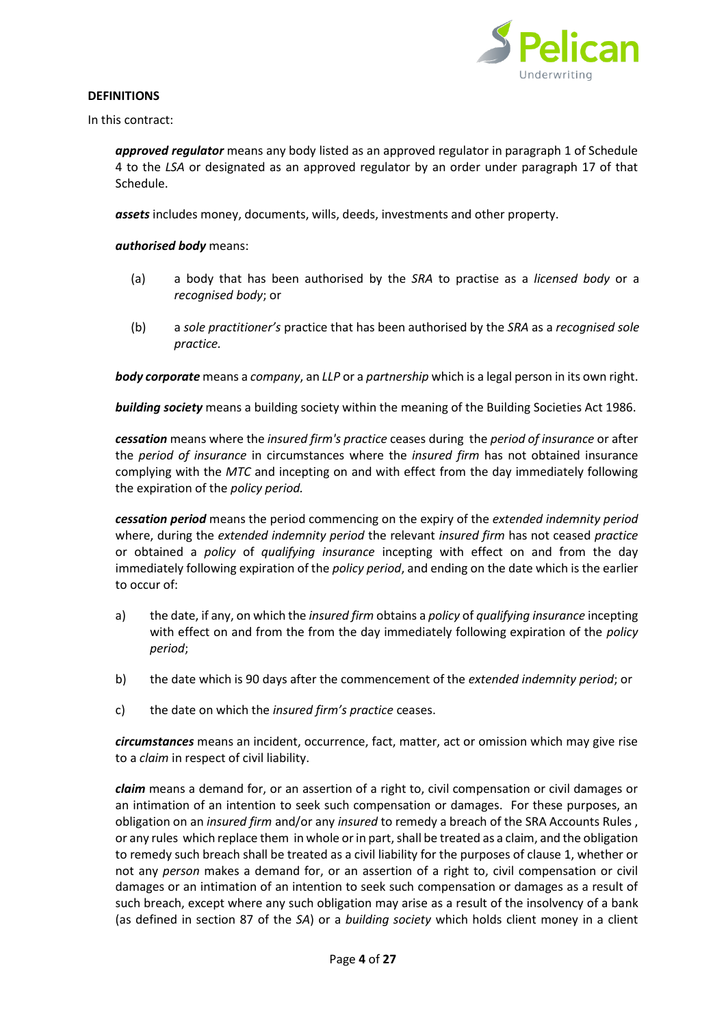**DEFINITIONS**

In this contract:

***approved regulator*** means any body listed as an approved regulator in paragraph 1 of Schedule 4 to the *LSA* or designated as an approved regulator by an order under paragraph 17 of that Schedule.

***assets*** includes money, documents, wills, deeds, investments and other property.

***authorised body*** means:

(a) a body that has been authorised by the *SRA* to practise as a *licensed body* or a *recognised body*; or

(b) a *sole practitioner's* practice that has been authorised by the *SRA* as a *recognised sole practice.*

***body corporate*** means a *company*, an *LLP* or a *partnership* which is a legal person in its own right.

***building society*** means a building society within the meaning of the Building Societies Act 1986.

***cessation*** means where the *insured firm's practice* ceases during the *period of insurance* or after the *period of insurance* in circumstances where the *insured firm* has not obtained insurance complying with the *MTC* and incepting on and with effect from the day immediately following the expiration of the *policy period.*

***cessation period*** means the period commencing on the expiry of the *extended indemnity period* where, during the *extended indemnity period* the relevant *insured firm* has not ceased *practice* or obtained a *policy* of *qualifying insurance* incepting with effect on and from the day immediately following expiration of the *policy period*, and ending on the date which is the earlier to occur of:

a) the date, if any, on which the *insured firm* obtains a *policy* of *qualifying insurance* incepting with effect on and from the from the day immediately following expiration of the *policy period*;

b) the date which is 90 days after the commencement of the *extended indemnity period*; or

c) the date on which the *insured firm's practice* ceases.

***circumstances*** means an incident, occurrence, fact, matter, act or omission which may give rise to a *claim* in respect of civil liability.

***claim*** means a demand for, or an assertion of a right to, civil compensation or civil damages or an intimation of an intention to seek such compensation or damages. For these purposes, an obligation on an *insured firm* and/or any *insured* to remedy a breach of the SRA Accounts Rules , or any rules which replace them in whole or in part, shall be treated as a claim, and the obligation to remedy such breach shall be treated as a civil liability for the purposes of clause 1, whether or not any *person* makes a demand for, or an assertion of a right to, civil compensation or civil damages or an intimation of an intention to seek such compensation or damages as a result of such breach, except where any such obligation may arise as a result of the insolvency of a bank (as defined in section 87 of the *SA*) or a *building society* which holds client money in a client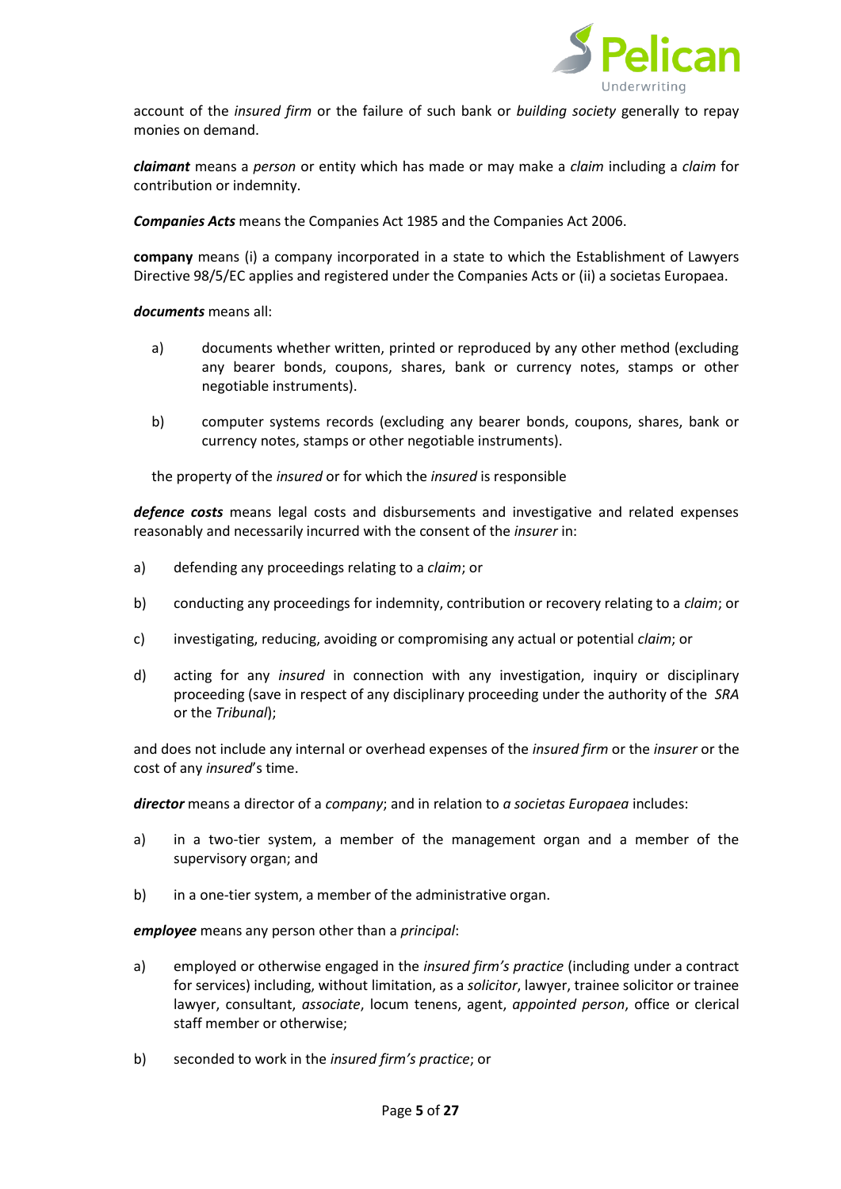account of the *insured firm* or the failure of such bank or *building society* generally to repay monies on demand.

***claimant*** means a *person* or entity which has made or may make a *claim* including a *claim* for contribution or indemnity.

***Companies Acts*** means the Companies Act 1985 and the Companies Act 2006.

**company** means (i) a company incorporated in a state to which the Establishment of Lawyers Directive 98/5/EC applies and registered under the Companies Acts or (ii) a societas Europaea.

***documents*** means all:

a) documents whether written, printed or reproduced by any other method (excluding any bearer bonds, coupons, shares, bank or currency notes, stamps or other negotiable instruments).

b) computer systems records (excluding any bearer bonds, coupons, shares, bank or currency notes, stamps or other negotiable instruments).

the property of the *insured* or for which the *insured* is responsible

***defence costs*** means legal costs and disbursements and investigative and related expenses reasonably and necessarily incurred with the consent of the *insurer* in:

a) defending any proceedings relating to a *claim*; or

b) conducting any proceedings for indemnity, contribution or recovery relating to a *claim*; or

c) investigating, reducing, avoiding or compromising any actual or potential *claim*; or

d) acting for any *insured* in connection with any investigation, inquiry or disciplinary proceeding (save in respect of any disciplinary proceeding under the authority of the *SRA* or the *Tribunal*);

and does not include any internal or overhead expenses of the *insured firm* or the *insurer* or the cost of any *insured*'s time.

***director*** means a director of a *company*; and in relation to *a societas Europaea* includes:

a) in a two-tier system, a member of the management organ and a member of the supervisory organ; and

b) in a one-tier system, a member of the administrative organ.

***employee*** means any person other than a *principal*:

a) employed or otherwise engaged in the *insured firm's practice* (including under a contract for services) including, without limitation, as a *solicitor*, lawyer, trainee solicitor or trainee lawyer, consultant, *associate*, locum tenens, agent, *appointed person*, office or clerical staff member or otherwise;

b) seconded to work in the *insured firm's practice*; or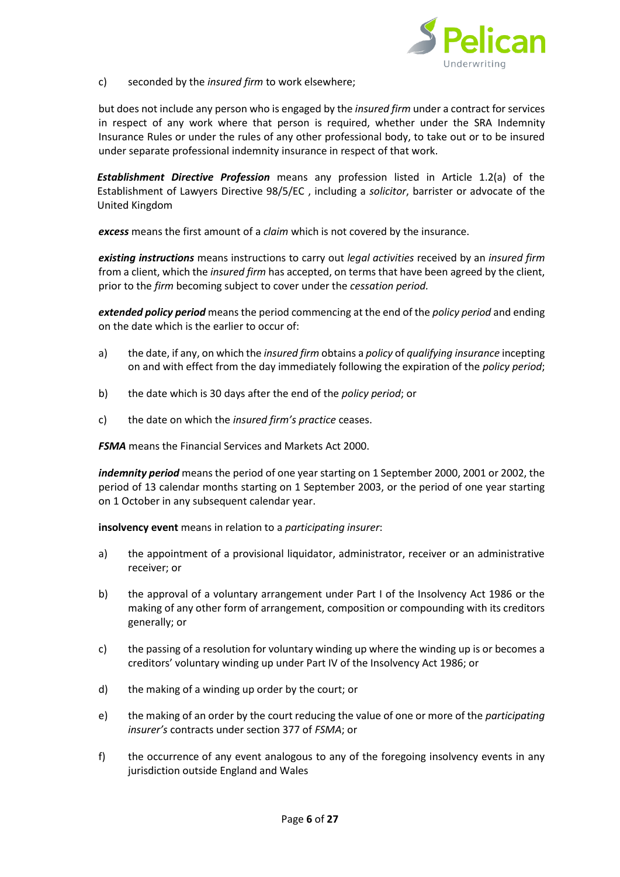c) seconded by the *insured firm* to work elsewhere;

but does not include any person who is engaged by the *insured firm* under a contract for services in respect of any work where that person is required, whether under the SRA Indemnity Insurance Rules or under the rules of any other professional body, to take out or to be insured under separate professional indemnity insurance in respect of that work.

***Establishment Directive Profession*** means any profession listed in Article 1.2(a) of the Establishment of Lawyers Directive 98/5/EC , including a *solicitor*, barrister or advocate of the United Kingdom

***excess*** means the first amount of a *claim* which is not covered by the insurance.

***existing instructions*** means instructions to carry out *legal activities* received by an *insured firm* from a client, which the *insured firm* has accepted, on terms that have been agreed by the client, prior to the *firm* becoming subject to cover under the *cessation period.*

***extended policy period*** means the period commencing at the end of the *policy period* and ending on the date which is the earlier to occur of:

a) the date, if any, on which the *insured firm* obtains a *policy* of *qualifying insurance* incepting on and with effect from the day immediately following the expiration of the *policy period*;

b) the date which is 30 days after the end of the *policy period*; or

c) the date on which the *insured firm's practice* ceases.

***FSMA*** means the Financial Services and Markets Act 2000.

***indemnity period*** means the period of one year starting on 1 September 2000, 2001 or 2002, the period of 13 calendar months starting on 1 September 2003, or the period of one year starting on 1 October in any subsequent calendar year.

**insolvency event** means in relation to a *participating insurer*:

a) the appointment of a provisional liquidator, administrator, receiver or an administrative receiver; or

b) the approval of a voluntary arrangement under Part I of the Insolvency Act 1986 or the making of any other form of arrangement, composition or compounding with its creditors generally; or

c) the passing of a resolution for voluntary winding up where the winding up is or becomes a creditors' voluntary winding up under Part IV of the Insolvency Act 1986; or

d) the making of a winding up order by the court; or

e) the making of an order by the court reducing the value of one or more of the *participating insurer's* contracts under section 377 of *FSMA*; or

f) the occurrence of any event analogous to any of the foregoing insolvency events in any jurisdiction outside England and Wales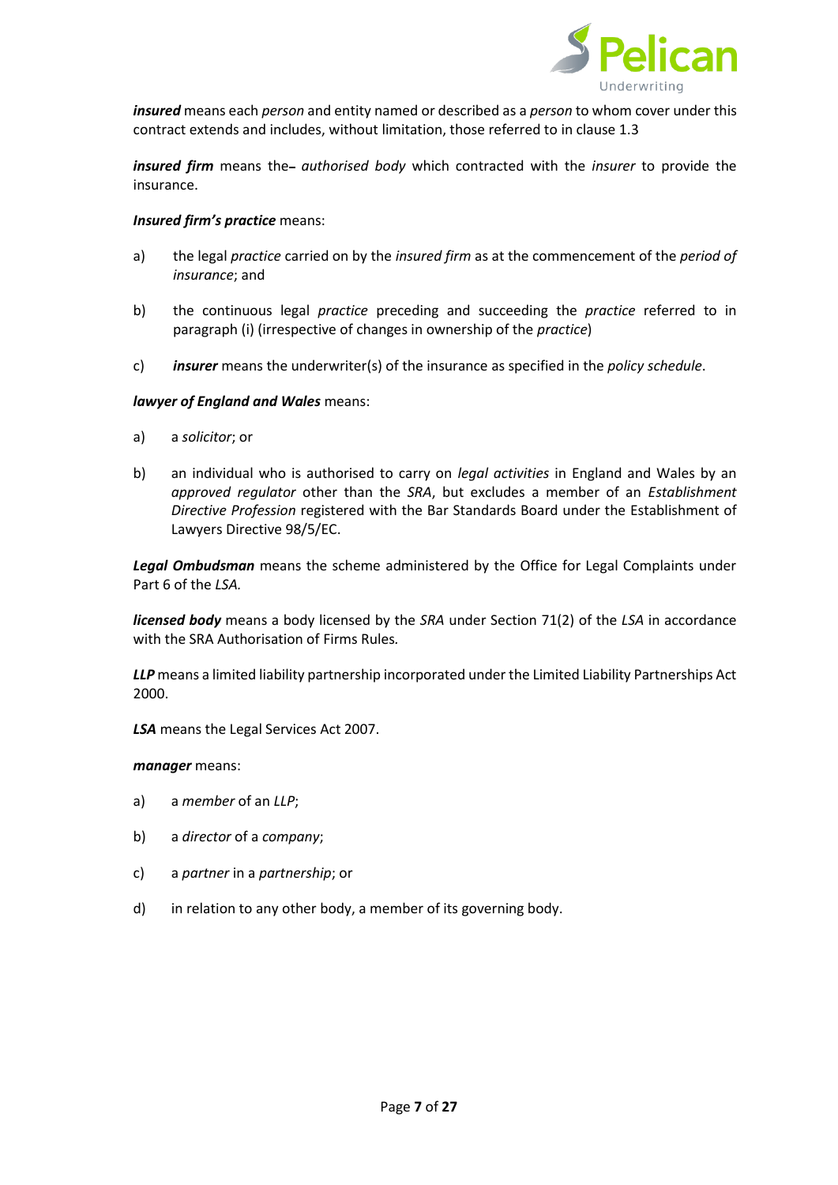***insured*** means each *person* and entity named or described as a *person* to whom cover under this contract extends and includes, without limitation, those referred to in clause 1.3

***insured firm*** means the- *authorised body* which contracted with the *insurer* to provide the insurance.

***Insured firm's practice*** means:

a) the legal *practice* carried on by the *insured firm* as at the commencement of the *period of insurance*; and

b) the continuous legal *practice* preceding and succeeding the *practice* referred to in paragraph (i) (irrespective of changes in ownership of the *practice*)

c) ***insurer*** means the underwriter(s) of the insurance as specified in the *policy schedule*.

***lawyer of England and Wales*** means:

a) a *solicitor*; or

b) an individual who is authorised to carry on *legal activities* in England and Wales by an *approved regulator* other than the *SRA*, but excludes a member of an *Establishment Directive Profession* registered with the Bar Standards Board under the Establishment of Lawyers Directive 98/5/EC.

***Legal Ombudsman*** means the scheme administered by the Office for Legal Complaints under Part 6 of the *LSA.*

***licensed body*** means a body licensed by the *SRA* under Section 71(2) of the *LSA* in accordance with the SRA Authorisation of Firms Rules.

***LLP*** means a limited liability partnership incorporated under the Limited Liability Partnerships Act 2000.

***LSA*** means the Legal Services Act 2007.

***manager*** means:

a) a *member* of an *LLP*;

b) a *director* of a *company*;

c) a *partner* in a *partnership*; or

d) in relation to any other body, a member of its governing body.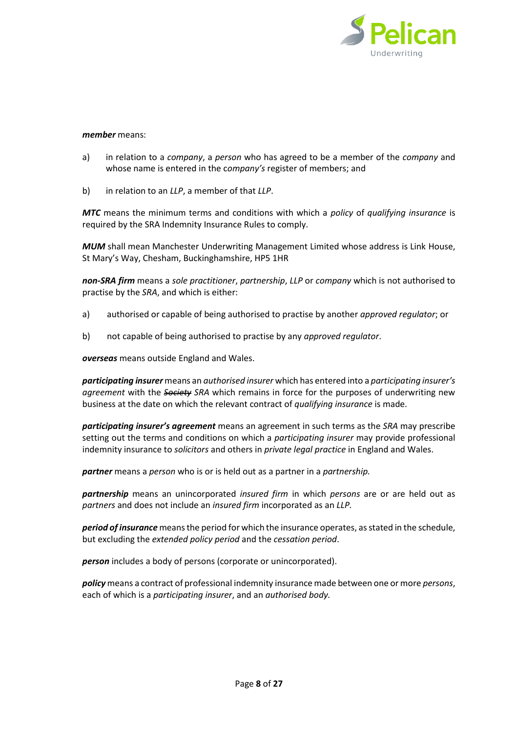***member*** means:

a) in relation to a *company*, a *person* who has agreed to be a member of the *company* and whose name is entered in the *company's* register of members; and

b) in relation to an *LLP*, a member of that *LLP*.

***MTC*** means the minimum terms and conditions with which a *policy* of *qualifying insurance* is required by the SRA Indemnity Insurance Rules to comply.

***MUM*** shall mean Manchester Underwriting Management Limited whose address is Link House, St Mary's Way, Chesham, Buckinghamshire, HP5 1HR

***non-SRA firm*** means a *sole practitioner*, *partnership*, *LLP* or *company* which is not authorised to practise by the *SRA*, and which is either:

a) authorised or capable of being authorised to practise by another *approved regulator*; or

b) not capable of being authorised to practise by any *approved regulator*.

***overseas*** means outside England and Wales.

***participating insurer*** means an *authorised insurer* which has entered into a *participating insurer's agreement* with the ~~*Society*~~ *SRA* which remains in force for the purposes of underwriting new business at the date on which the relevant contract of *qualifying insurance* is made.

***participating insurer's agreement*** means an agreement in such terms as the *SRA* may prescribe setting out the terms and conditions on which a *participating insurer* may provide professional indemnity insurance to *solicitors* and others in *private legal practice* in England and Wales.

***partner*** means a *person* who is or is held out as a partner in a *partnership.*

***partnership*** means an unincorporated *insured firm* in which *persons* are or are held out as *partners* and does not include an *insured firm* incorporated as an *LLP.*

***period of insurance*** means the period for which the insurance operates, as stated in the schedule, but excluding the *extended policy period* and the *cessation period*.

***person*** includes a body of persons (corporate or unincorporated).

***policy*** means a contract of professional indemnity insurance made between one or more *persons*, each of which is a *participating insurer*, and an *authorised body.*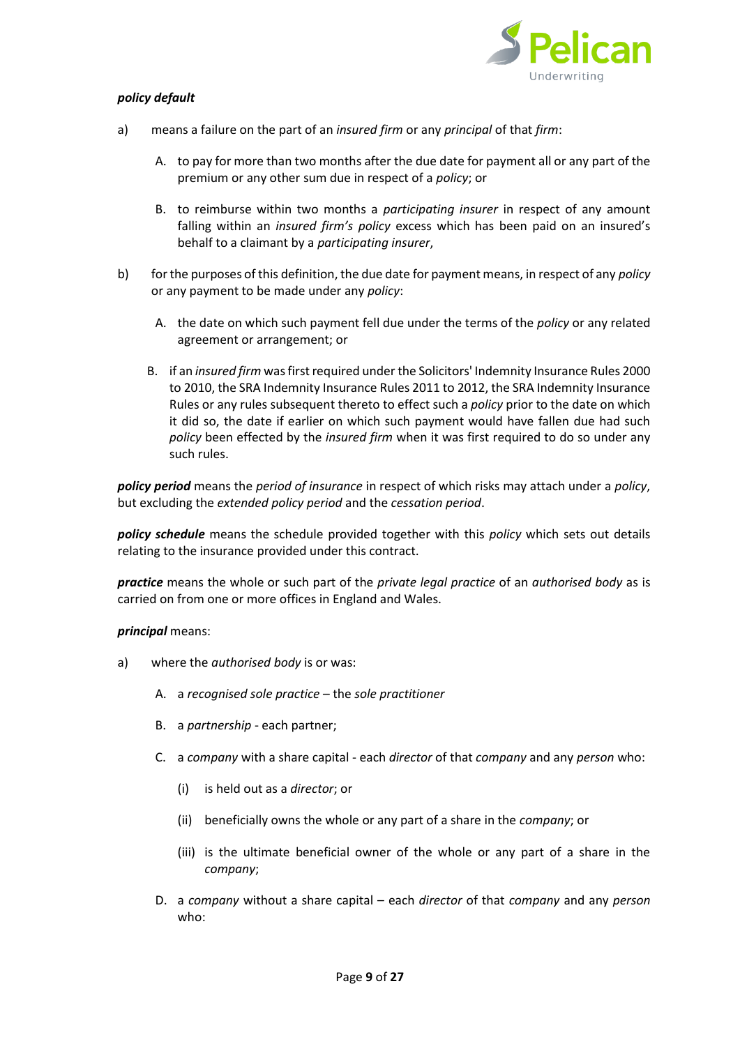***policy default***

a) means a failure on the part of an *insured firm* or any *principal* of that *firm*:

   A. to pay for more than two months after the due date for payment all or any part of the premium or any other sum due in respect of a *policy*; or

   B. to reimburse within two months a *participating insurer* in respect of any amount falling within an *insured firm's policy* excess which has been paid on an insured's behalf to a claimant by a *participating insurer*,

b) for the purposes of this definition, the due date for payment means, in respect of any *policy* or any payment to be made under any *policy*:

   A. the date on which such payment fell due under the terms of the *policy* or any related agreement or arrangement; or

   B. if an *insured firm* was first required under the Solicitors' Indemnity Insurance Rules 2000 to 2010, the SRA Indemnity Insurance Rules 2011 to 2012, the SRA Indemnity Insurance Rules or any rules subsequent thereto to effect such a *policy* prior to the date on which it did so, the date if earlier on which such payment would have fallen due had such *policy* been effected by the *insured firm* when it was first required to do so under any such rules.

***policy period*** means the *period of insurance* in respect of which risks may attach under a *policy*, but excluding the *extended policy period* and the *cessation period*.

***policy schedule*** means the schedule provided together with this *policy* which sets out details relating to the insurance provided under this contract.

***practice*** means the whole or such part of the *private legal practice* of an *authorised body* as is carried on from one or more offices in England and Wales.

***principal*** means:

a) where the *authorised body* is or was:

   A. a *recognised sole practice* – the *sole practitioner*

   B. a *partnership* - each partner;

   C. a *company* with a share capital - each *director* of that *company* and any *person* who:

      (i) is held out as a *director*; or

      (ii) beneficially owns the whole or any part of a share in the *company*; or

      (iii) is the ultimate beneficial owner of the whole or any part of a share in the *company*;

   D. a *company* without a share capital – each *director* of that *company* and any *person* who: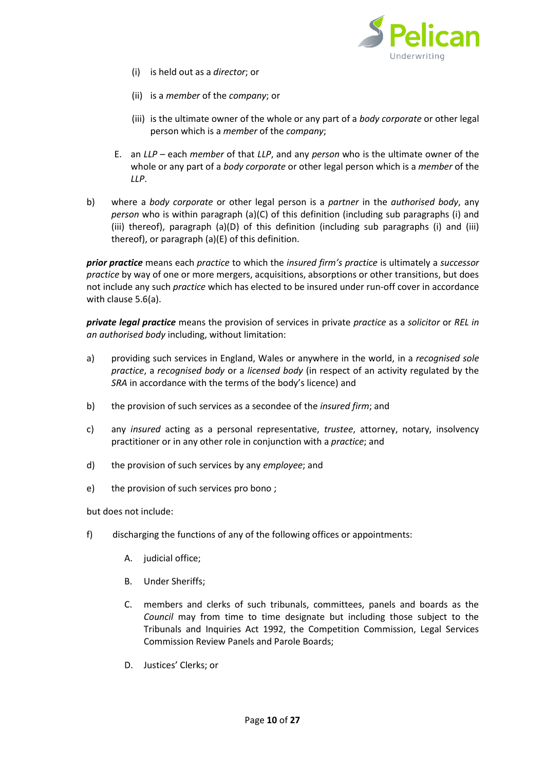(i) is held out as a *director*; or

(ii) is a *member* of the *company*; or

(iii) is the ultimate owner of the whole or any part of a *body corporate* or other legal person which is a *member* of the *company*;

E. an *LLP* – each *member* of that *LLP*, and any *person* who is the ultimate owner of the whole or any part of a *body corporate* or other legal person which is a *member* of the *LLP*.

b) where a *body corporate* or other legal person is a *partner* in the *authorised body*, any *person* who is within paragraph (a)(C) of this definition (including sub paragraphs (i) and (iii) thereof), paragraph (a)(D) of this definition (including sub paragraphs (i) and (iii) thereof), or paragraph (a)(E) of this definition.

***prior practice*** means each *practice* to which the *insured firm's practice* is ultimately a *successor practice* by way of one or more mergers, acquisitions, absorptions or other transitions, but does not include any such *practice* which has elected to be insured under run-off cover in accordance with clause 5.6(a).

***private legal practice*** means the provision of services in private *practice* as a *solicitor* or *REL in an authorised body* including, without limitation:

a) providing such services in England, Wales or anywhere in the world, in a *recognised sole practice*, a *recognised body* or a *licensed body* (in respect of an activity regulated by the *SRA* in accordance with the terms of the body's licence) and

b) the provision of such services as a secondee of the *insured firm*; and

c) any *insured* acting as a personal representative, *trustee*, attorney, notary, insolvency practitioner or in any other role in conjunction with a *practice*; and

d) the provision of such services by any *employee*; and

e) the provision of such services pro bono ;

but does not include:

f) discharging the functions of any of the following offices or appointments:

A. judicial office;

B. Under Sheriffs;

C. members and clerks of such tribunals, committees, panels and boards as the *Council* may from time to time designate but including those subject to the Tribunals and Inquiries Act 1992, the Competition Commission, Legal Services Commission Review Panels and Parole Boards;

D. Justices' Clerks; or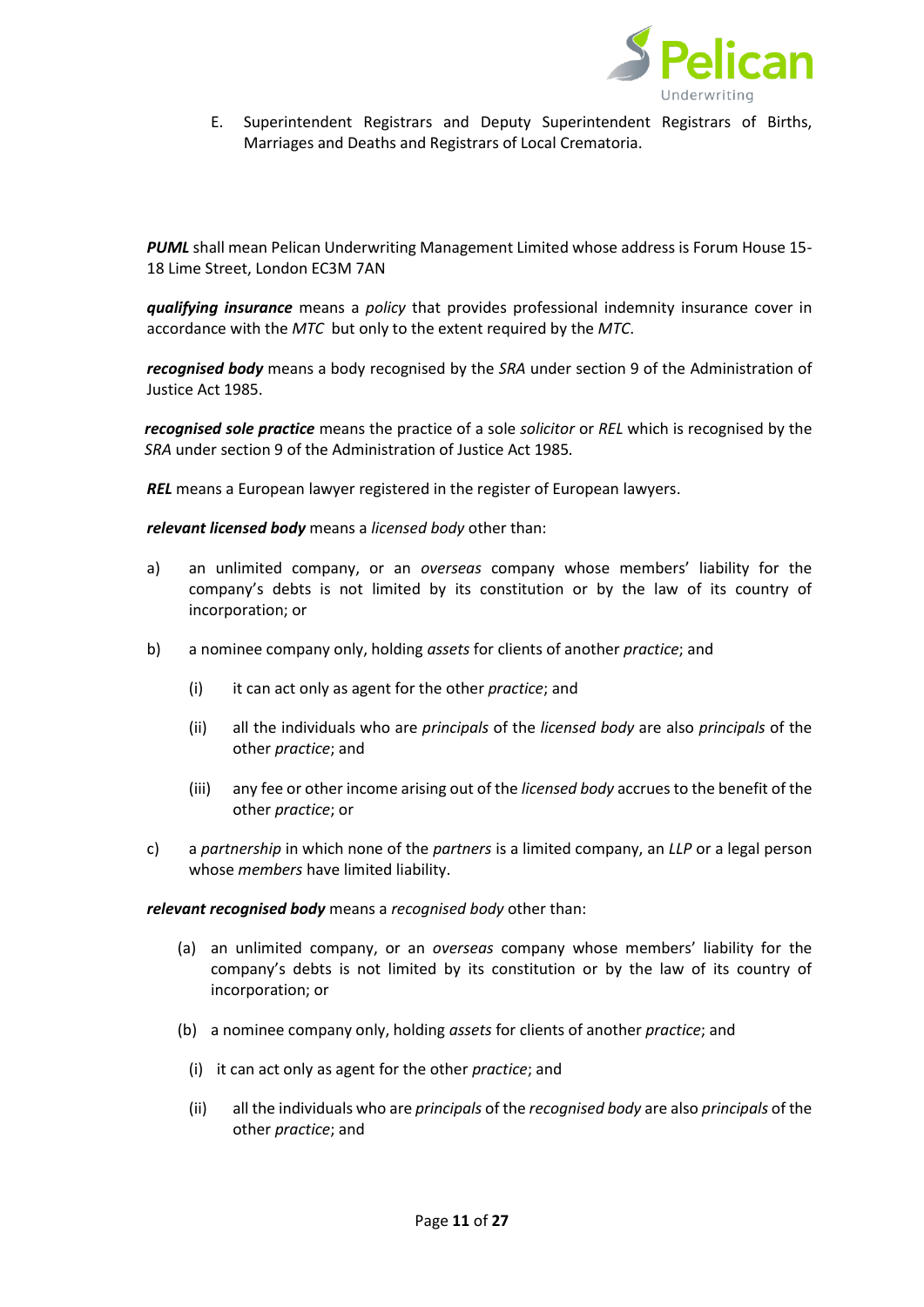E. Superintendent Registrars and Deputy Superintendent Registrars of Births, Marriages and Deaths and Registrars of Local Crematoria.

***PUML*** shall mean Pelican Underwriting Management Limited whose address is Forum House 15-18 Lime Street, London EC3M 7AN

***qualifying insurance*** means a *policy* that provides professional indemnity insurance cover in accordance with the *MTC* but only to the extent required by the *MTC*.

***recognised body*** means a body recognised by the *SRA* under section 9 of the Administration of Justice Act 1985.

***recognised sole practice*** means the practice of a sole *solicitor* or *REL* which is recognised by the *SRA* under section 9 of the Administration of Justice Act 1985.

***REL*** means a European lawyer registered in the register of European lawyers.

***relevant licensed body*** means a *licensed body* other than:

a) an unlimited company, or an *overseas* company whose members' liability for the company's debts is not limited by its constitution or by the law of its country of incorporation; or

b) a nominee company only, holding *assets* for clients of another *practice*; and

   (i) it can act only as agent for the other *practice*; and

   (ii) all the individuals who are *principals* of the *licensed body* are also *principals* of the other *practice*; and

   (iii) any fee or other income arising out of the *licensed body* accrues to the benefit of the other *practice*; or

c) a *partnership* in which none of the *partners* is a limited company, an *LLP* or a legal person whose *members* have limited liability.

***relevant recognised body*** means a *recognised body* other than:

(a) an unlimited company, or an *overseas* company whose members' liability for the company's debts is not limited by its constitution or by the law of its country of incorporation; or

(b) a nominee company only, holding *assets* for clients of another *practice*; and

   (i) it can act only as agent for the other *practice*; and

   (ii) all the individuals who are *principals* of the *recognised body* are also *principals* of the other *practice*; and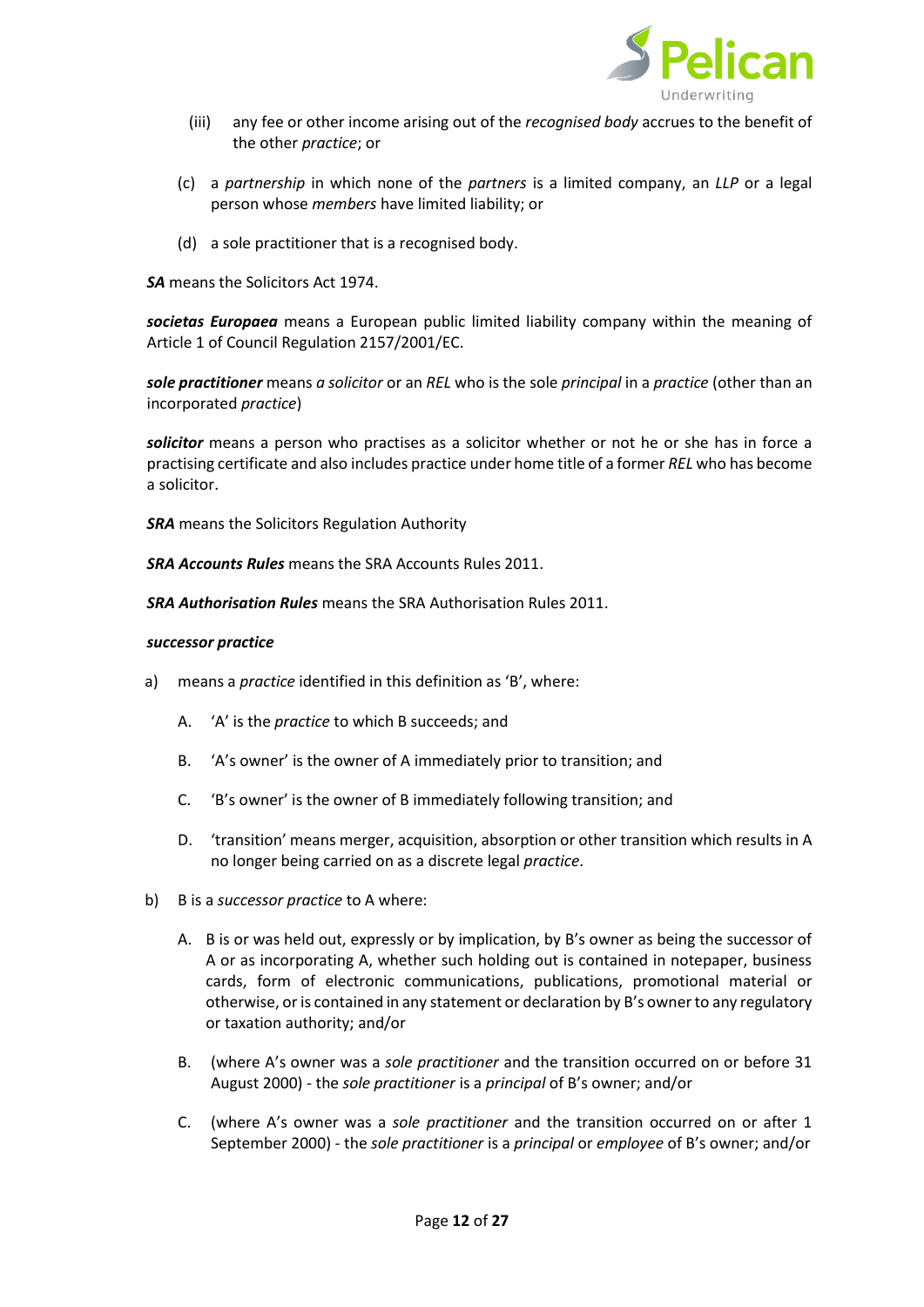(iii) any fee or other income arising out of the *recognised body* accrues to the benefit of the other *practice*; or

(c) a *partnership* in which none of the *partners* is a limited company, an *LLP* or a legal person whose *members* have limited liability; or

(d) a sole practitioner that is a recognised body.

***SA*** means the Solicitors Act 1974.

***societas Europaea*** means a European public limited liability company within the meaning of Article 1 of Council Regulation 2157/2001/EC.

***sole practitioner*** means *a solicitor* or an *REL* who is the sole *principal* in a *practice* (other than an incorporated *practice*)

***solicitor*** means a person who practises as a solicitor whether or not he or she has in force a practising certificate and also includes practice under home title of a former *REL* who has become a solicitor.

***SRA*** means the Solicitors Regulation Authority

***SRA Accounts Rules*** means the SRA Accounts Rules 2011.

***SRA Authorisation Rules*** means the SRA Authorisation Rules 2011.

***successor practice***

a) means a *practice* identified in this definition as 'B', where:

   A. 'A' is the *practice* to which B succeeds; and

   B. 'A's owner' is the owner of A immediately prior to transition; and

   C. 'B's owner' is the owner of B immediately following transition; and

   D. 'transition' means merger, acquisition, absorption or other transition which results in A no longer being carried on as a discrete legal *practice*.

b) B is a *successor practice* to A where:

   A. B is or was held out, expressly or by implication, by B's owner as being the successor of A or as incorporating A, whether such holding out is contained in notepaper, business cards, form of electronic communications, publications, promotional material or otherwise, or is contained in any statement or declaration by B's owner to any regulatory or taxation authority; and/or

   B. (where A's owner was a *sole practitioner* and the transition occurred on or before 31 August 2000) - the *sole practitioner* is a *principal* of B's owner; and/or

   C. (where A's owner was a *sole practitioner* and the transition occurred on or after 1 September 2000) - the *sole practitioner* is a *principal* or *employee* of B's owner; and/or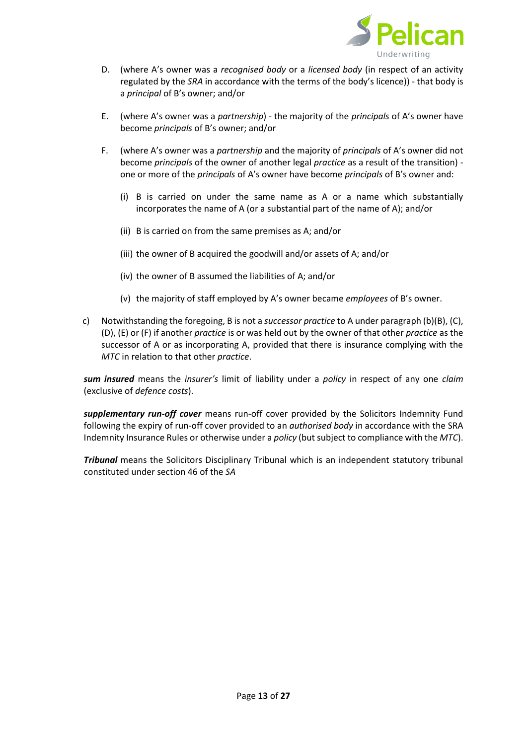D. (where A's owner was a *recognised body* or a *licensed body* (in respect of an activity regulated by the *SRA* in accordance with the terms of the body's licence)) - that body is a *principal* of B's owner; and/or

E. (where A's owner was a *partnership*) - the majority of the *principals* of A's owner have become *principals* of B's owner; and/or

F. (where A's owner was a *partnership* and the majority of *principals* of A's owner did not become *principals* of the owner of another legal *practice* as a result of the transition) - one or more of the *principals* of A's owner have become *principals* of B's owner and:

   (i) B is carried on under the same name as A or a name which substantially incorporates the name of A (or a substantial part of the name of A); and/or

   (ii) B is carried on from the same premises as A; and/or

   (iii) the owner of B acquired the goodwill and/or assets of A; and/or

   (iv) the owner of B assumed the liabilities of A; and/or

   (v) the majority of staff employed by A's owner became *employees* of B's owner.

c) Notwithstanding the foregoing, B is not a *successor practice* to A under paragraph (b)(B), (C), (D), (E) or (F) if another *practice* is or was held out by the owner of that other *practice* as the successor of A or as incorporating A, provided that there is insurance complying with the *MTC* in relation to that other *practice*.

***sum insured*** means the *insurer's* limit of liability under a *policy* in respect of any one *claim* (exclusive of *defence costs*).

***supplementary run-off cover*** means run-off cover provided by the Solicitors Indemnity Fund following the expiry of run-off cover provided to an *authorised body* in accordance with the SRA Indemnity Insurance Rules or otherwise under a *policy* (but subject to compliance with the *MTC*).

***Tribunal*** means the Solicitors Disciplinary Tribunal which is an independent statutory tribunal constituted under section 46 of the *SA*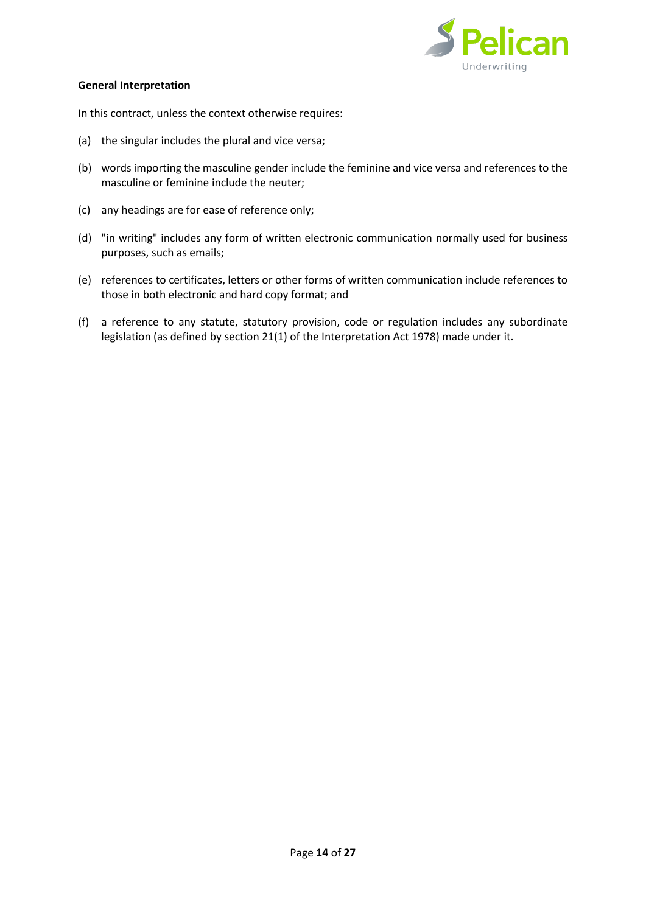**General Interpretation**

In this contract, unless the context otherwise requires:

(a) the singular includes the plural and vice versa;

(b) words importing the masculine gender include the feminine and vice versa and references to the masculine or feminine include the neuter;

(c) any headings are for ease of reference only;

(d) "in writing" includes any form of written electronic communication normally used for business purposes, such as emails;

(e) references to certificates, letters or other forms of written communication include references to those in both electronic and hard copy format; and

(f) a reference to any statute, statutory provision, code or regulation includes any subordinate legislation (as defined by section 21(1) of the Interpretation Act 1978) made under it.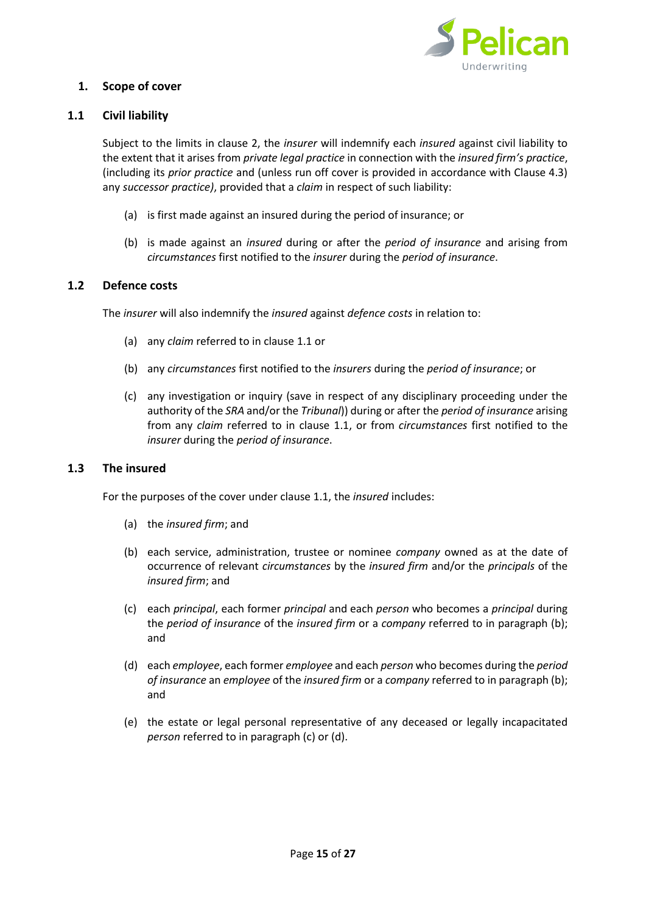## 1. Scope of cover

### 1.1 Civil liability

Subject to the limits in clause 2, the *insurer* will indemnify each *insured* against civil liability to the extent that it arises from *private legal practice* in connection with the *insured firm's practice*, (including its *prior practice* and (unless run off cover is provided in accordance with Clause 4.3) any *successor practice)*, provided that a *claim* in respect of such liability:

(a) is first made against an insured during the period of insurance; or

(b) is made against an *insured* during or after the *period of insurance* and arising from *circumstances* first notified to the *insurer* during the *period of insurance*.

### 1.2 Defence costs

The *insurer* will also indemnify the *insured* against *defence costs* in relation to:

(a) any *claim* referred to in clause 1.1 or

(b) any *circumstances* first notified to the *insurers* during the *period of insurance*; or

(c) any investigation or inquiry (save in respect of any disciplinary proceeding under the authority of the *SRA* and/or the *Tribunal*)) during or after the *period of insurance* arising from any *claim* referred to in clause 1.1, or from *circumstances* first notified to the *insurer* during the *period of insurance*.

### 1.3 The insured

For the purposes of the cover under clause 1.1, the *insured* includes:

(a) the *insured firm*; and

(b) each service, administration, trustee or nominee *company* owned as at the date of occurrence of relevant *circumstances* by the *insured firm* and/or the *principals* of the *insured firm*; and

(c) each *principal*, each former *principal* and each *person* who becomes a *principal* during the *period of insurance* of the *insured firm* or a *company* referred to in paragraph (b); and

(d) each *employee*, each former *employee* and each *person* who becomes during the *period of insurance* an *employee* of the *insured firm* or a *company* referred to in paragraph (b); and

(e) the estate or legal personal representative of any deceased or legally incapacitated *person* referred to in paragraph (c) or (d).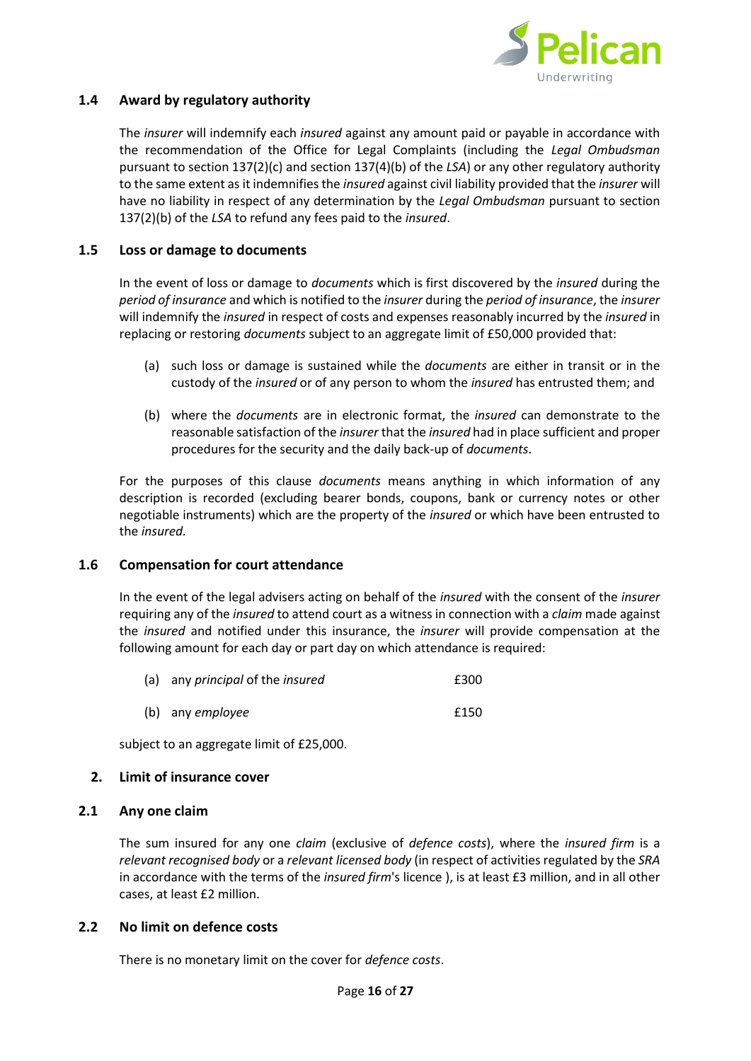### 1.4 Award by regulatory authority

The *insurer* will indemnify each *insured* against any amount paid or payable in accordance with the recommendation of the Office for Legal Complaints (including the *Legal Ombudsman* pursuant to section 137(2)(c) and section 137(4)(b) of the *LSA*) or any other regulatory authority to the same extent as it indemnifies the *insured* against civil liability provided that the *insurer* will have no liability in respect of any determination by the *Legal Ombudsman* pursuant to section 137(2)(b) of the *LSA* to refund any fees paid to the *insured*.

### 1.5 Loss or damage to documents

In the event of loss or damage to *documents* which is first discovered by the *insured* during the *period of insurance* and which is notified to the *insurer* during the *period of insurance*, the *insurer* will indemnify the *insured* in respect of costs and expenses reasonably incurred by the *insured* in replacing or restoring *documents* subject to an aggregate limit of £50,000 provided that:

(a) such loss or damage is sustained while the *documents* are either in transit or in the custody of the *insured* or of any person to whom the *insured* has entrusted them; and

(b) where the *documents* are in electronic format, the *insured* can demonstrate to the reasonable satisfaction of the *insurer* that the *insured* had in place sufficient and proper procedures for the security and the daily back-up of *documents*.

For the purposes of this clause *documents* means anything in which information of any description is recorded (excluding bearer bonds, coupons, bank or currency notes or other negotiable instruments) which are the property of the *insured* or which have been entrusted to the *insured*.

### 1.6 Compensation for court attendance

In the event of the legal advisers acting on behalf of the *insured* with the consent of the *insurer* requiring any of the *insured* to attend court as a witness in connection with a *claim* made against the *insured* and notified under this insurance, the *insurer* will provide compensation at the following amount for each day or part day on which attendance is required:

(a) any *principal* of the *insured* £300

(b) any *employee* £150

subject to an aggregate limit of £25,000.

## 2. Limit of insurance cover

### 2.1 Any one claim

The sum insured for any one *claim* (exclusive of *defence costs*), where the *insured firm* is a *relevant recognised body* or a *relevant licensed body* (in respect of activities regulated by the *SRA* in accordance with the terms of the *insured firm*'s licence ), is at least £3 million, and in all other cases, at least £2 million.

### 2.2 No limit on defence costs

There is no monetary limit on the cover for *defence costs*.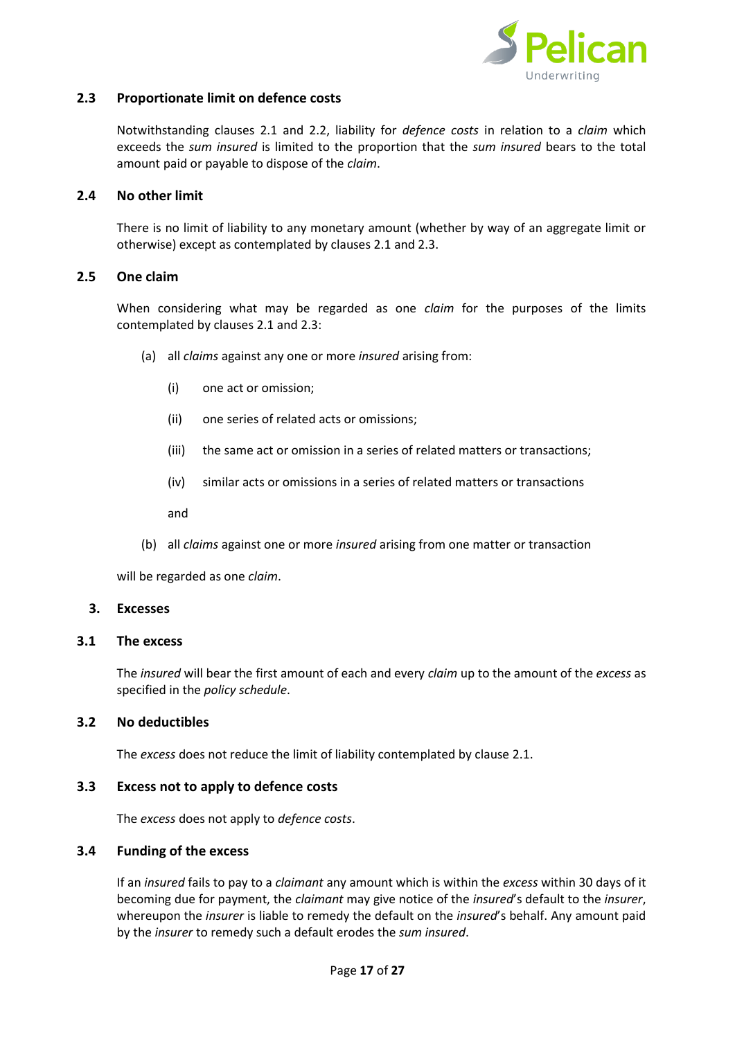### 2.3 Proportionate limit on defence costs

Notwithstanding clauses 2.1 and 2.2, liability for *defence costs* in relation to a *claim* which exceeds the *sum insured* is limited to the proportion that the *sum insured* bears to the total amount paid or payable to dispose of the *claim*.

### 2.4 No other limit

There is no limit of liability to any monetary amount (whether by way of an aggregate limit or otherwise) except as contemplated by clauses 2.1 and 2.3.

### 2.5 One claim

When considering what may be regarded as one *claim* for the purposes of the limits contemplated by clauses 2.1 and 2.3:

(a) all *claims* against any one or more *insured* arising from:

   (i) one act or omission;

   (ii) one series of related acts or omissions;

   (iii) the same act or omission in a series of related matters or transactions;

   (iv) similar acts or omissions in a series of related matters or transactions

   and

(b) all *claims* against one or more *insured* arising from one matter or transaction

will be regarded as one *claim*.

## 3. Excesses

### 3.1 The excess

The *insured* will bear the first amount of each and every *claim* up to the amount of the *excess* as specified in the *policy schedule*.

### 3.2 No deductibles

The *excess* does not reduce the limit of liability contemplated by clause 2.1.

### 3.3 Excess not to apply to defence costs

The *excess* does not apply to *defence costs*.

### 3.4 Funding of the excess

If an *insured* fails to pay to a *claimant* any amount which is within the *excess* within 30 days of it becoming due for payment, the *claimant* may give notice of the *insured*'s default to the *insurer*, whereupon the *insurer* is liable to remedy the default on the *insured*'s behalf. Any amount paid by the *insurer* to remedy such a default erodes the *sum insured*.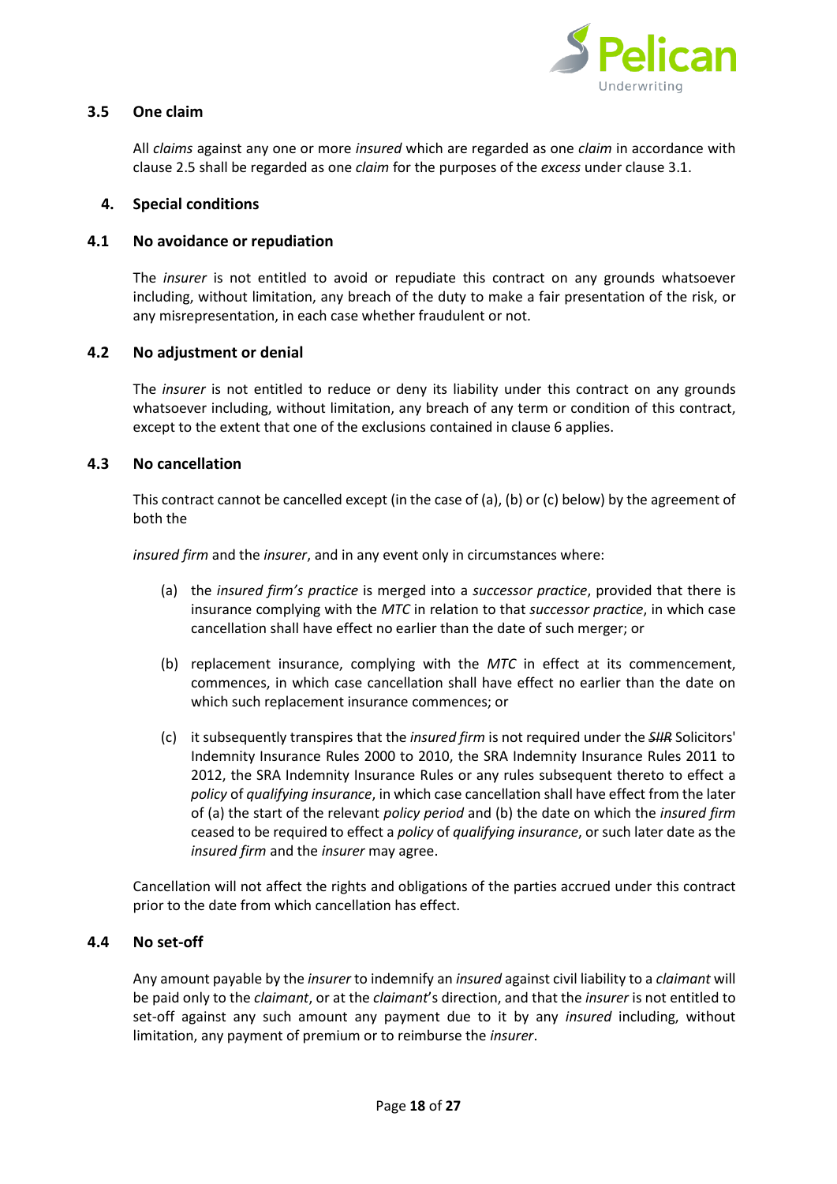### 3.5 One claim

All *claims* against any one or more *insured* which are regarded as one *claim* in accordance with clause 2.5 shall be regarded as one *claim* for the purposes of the *excess* under clause 3.1.

## 4. Special conditions

### 4.1 No avoidance or repudiation

The *insurer* is not entitled to avoid or repudiate this contract on any grounds whatsoever including, without limitation, any breach of the duty to make a fair presentation of the risk, or any misrepresentation, in each case whether fraudulent or not.

### 4.2 No adjustment or denial

The *insurer* is not entitled to reduce or deny its liability under this contract on any grounds whatsoever including, without limitation, any breach of any term or condition of this contract, except to the extent that one of the exclusions contained in clause 6 applies.

### 4.3 No cancellation

This contract cannot be cancelled except (in the case of (a), (b) or (c) below) by the agreement of both the

*insured firm* and the *insurer*, and in any event only in circumstances where:

(a) the *insured firm's practice* is merged into a *successor practice*, provided that there is insurance complying with the *MTC* in relation to that *successor practice*, in which case cancellation shall have effect no earlier than the date of such merger; or

(b) replacement insurance, complying with the *MTC* in effect at its commencement, commences, in which case cancellation shall have effect no earlier than the date on which such replacement insurance commences; or

(c) it subsequently transpires that the *insured firm* is not required under the ~~*SIIR*~~ Solicitors' Indemnity Insurance Rules 2000 to 2010, the SRA Indemnity Insurance Rules 2011 to 2012, the SRA Indemnity Insurance Rules or any rules subsequent thereto to effect a *policy* of *qualifying insurance*, in which case cancellation shall have effect from the later of (a) the start of the relevant *policy period* and (b) the date on which the *insured firm* ceased to be required to effect a *policy* of *qualifying insurance*, or such later date as the *insured firm* and the *insurer* may agree.

Cancellation will not affect the rights and obligations of the parties accrued under this contract prior to the date from which cancellation has effect.

### 4.4 No set-off

Any amount payable by the *insurer* to indemnify an *insured* against civil liability to a *claimant* will be paid only to the *claimant*, or at the *claimant*'s direction, and that the *insurer* is not entitled to set-off against any such amount any payment due to it by any *insured* including, without limitation, any payment of premium or to reimburse the *insurer*.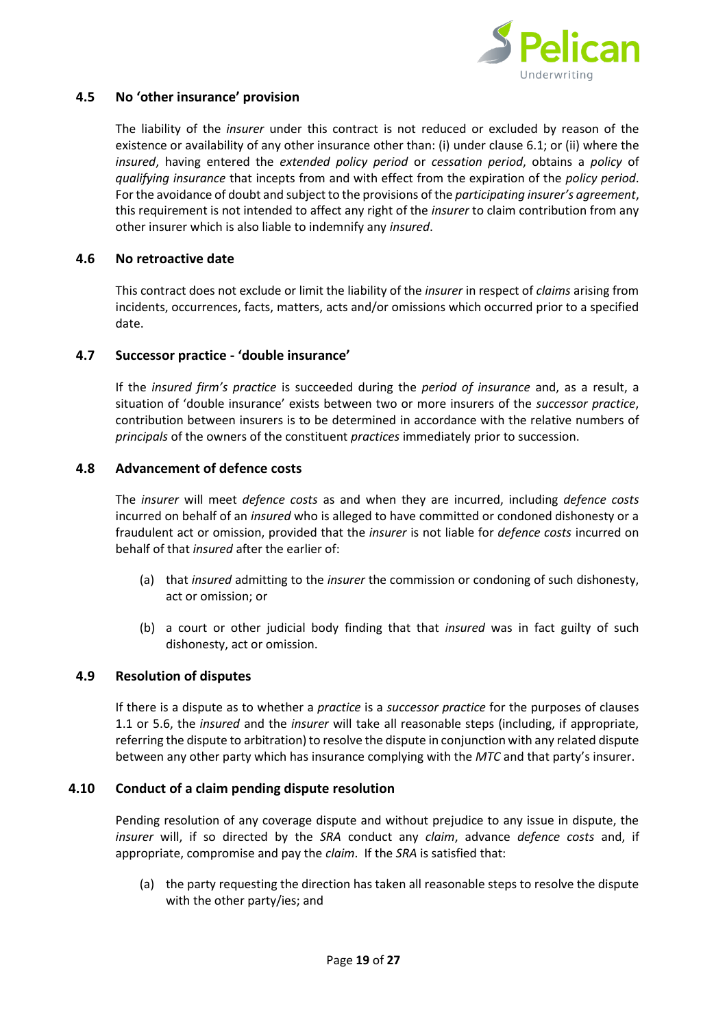### 4.5 No 'other insurance' provision

The liability of the *insurer* under this contract is not reduced or excluded by reason of the existence or availability of any other insurance other than: (i) under clause 6.1; or (ii) where the *insured*, having entered the *extended policy period* or *cessation period*, obtains a *policy* of *qualifying insurance* that incepts from and with effect from the expiration of the *policy period*. For the avoidance of doubt and subject to the provisions of the *participating insurer's agreement*, this requirement is not intended to affect any right of the *insurer* to claim contribution from any other insurer which is also liable to indemnify any *insured*.

### 4.6 No retroactive date

This contract does not exclude or limit the liability of the *insurer* in respect of *claims* arising from incidents, occurrences, facts, matters, acts and/or omissions which occurred prior to a specified date.

### 4.7 Successor practice - 'double insurance'

If the *insured firm's practice* is succeeded during the *period of insurance* and, as a result, a situation of 'double insurance' exists between two or more insurers of the *successor practice*, contribution between insurers is to be determined in accordance with the relative numbers of *principals* of the owners of the constituent *practices* immediately prior to succession.

### 4.8 Advancement of defence costs

The *insurer* will meet *defence costs* as and when they are incurred, including *defence costs* incurred on behalf of an *insured* who is alleged to have committed or condoned dishonesty or a fraudulent act or omission, provided that the *insurer* is not liable for *defence costs* incurred on behalf of that *insured* after the earlier of:

(a) that *insured* admitting to the *insurer* the commission or condoning of such dishonesty, act or omission; or

(b) a court or other judicial body finding that that *insured* was in fact guilty of such dishonesty, act or omission.

### 4.9 Resolution of disputes

If there is a dispute as to whether a *practice* is a *successor practice* for the purposes of clauses 1.1 or 5.6, the *insured* and the *insurer* will take all reasonable steps (including, if appropriate, referring the dispute to arbitration) to resolve the dispute in conjunction with any related dispute between any other party which has insurance complying with the *MTC* and that party's insurer.

### 4.10 Conduct of a claim pending dispute resolution

Pending resolution of any coverage dispute and without prejudice to any issue in dispute, the *insurer* will, if so directed by the *SRA* conduct any *claim*, advance *defence costs* and, if appropriate, compromise and pay the *claim*. If the *SRA* is satisfied that:

(a) the party requesting the direction has taken all reasonable steps to resolve the dispute with the other party/ies; and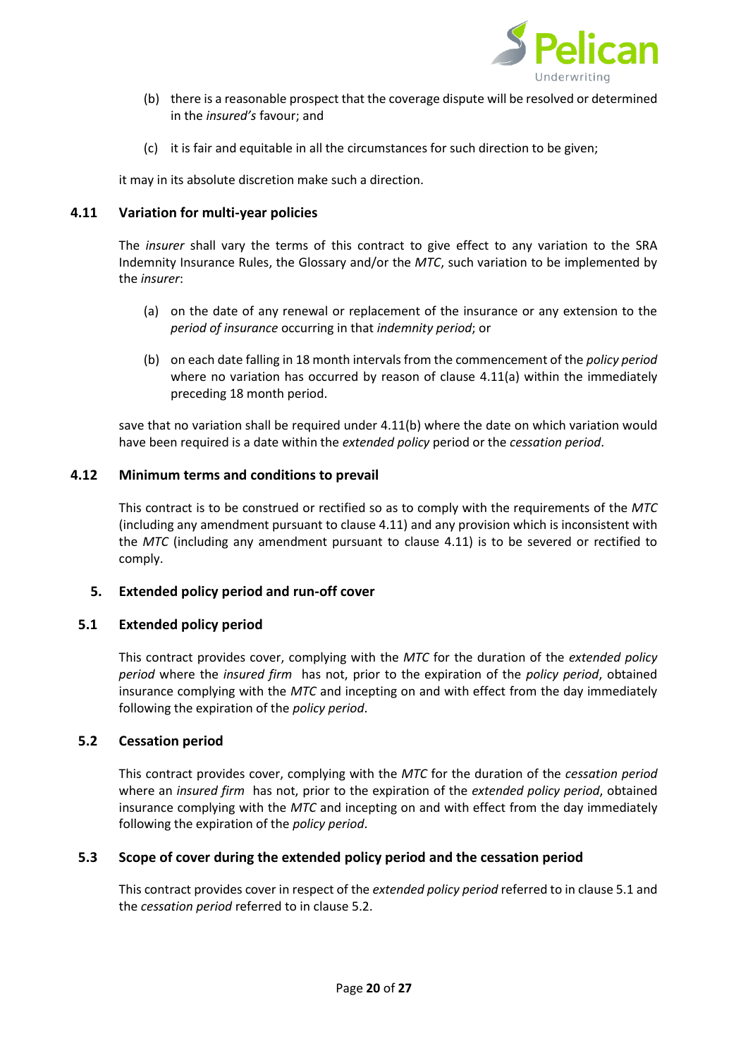(b) there is a reasonable prospect that the coverage dispute will be resolved or determined in the *insured's* favour; and

(c) it is fair and equitable in all the circumstances for such direction to be given;

it may in its absolute discretion make such a direction.

### 4.11 Variation for multi-year policies

The *insurer* shall vary the terms of this contract to give effect to any variation to the SRA Indemnity Insurance Rules, the Glossary and/or the *MTC*, such variation to be implemented by the *insurer*:

(a) on the date of any renewal or replacement of the insurance or any extension to the *period of insurance* occurring in that *indemnity period*; or

(b) on each date falling in 18 month intervals from the commencement of the *policy period* where no variation has occurred by reason of clause 4.11(a) within the immediately preceding 18 month period.

save that no variation shall be required under 4.11(b) where the date on which variation would have been required is a date within the *extended policy* period or the *cessation period*.

### 4.12 Minimum terms and conditions to prevail

This contract is to be construed or rectified so as to comply with the requirements of the *MTC* (including any amendment pursuant to clause 4.11) and any provision which is inconsistent with the *MTC* (including any amendment pursuant to clause 4.11) is to be severed or rectified to comply.

## 5. Extended policy period and run-off cover

### 5.1 Extended policy period

This contract provides cover, complying with the *MTC* for the duration of the *extended policy period* where the *insured firm* has not, prior to the expiration of the *policy period*, obtained insurance complying with the *MTC* and incepting on and with effect from the day immediately following the expiration of the *policy period.*

### 5.2 Cessation period

This contract provides cover, complying with the *MTC* for the duration of the *cessation period* where an *insured firm* has not, prior to the expiration of the *extended policy period*, obtained insurance complying with the *MTC* and incepting on and with effect from the day immediately following the expiration of the *policy period*.

### 5.3 Scope of cover during the extended policy period and the cessation period

This contract provides cover in respect of the *extended policy period* referred to in clause 5.1 and the *cessation period* referred to in clause 5.2.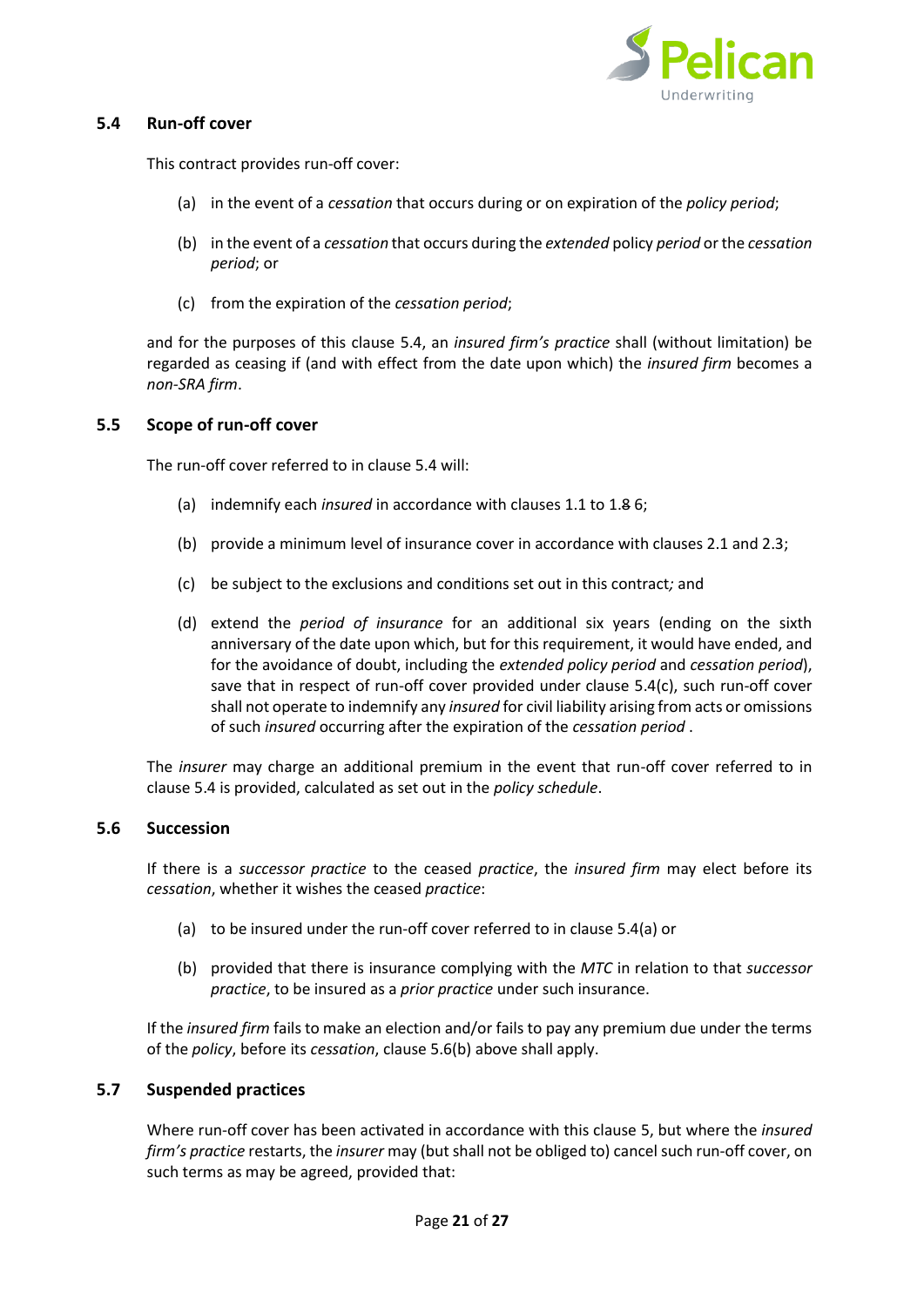### 5.4 Run-off cover

This contract provides run-off cover:

(a) in the event of a *cessation* that occurs during or on expiration of the *policy period*;

(b) in the event of a *cessation* that occurs during the *extended* policy *period* or the *cessation period*; or

(c) from the expiration of the *cessation period*;

and for the purposes of this clause 5.4, an *insured firm's practice* shall (without limitation) be regarded as ceasing if (and with effect from the date upon which) the *insured firm* becomes a *non-SRA firm*.

### 5.5 Scope of run-off cover

The run-off cover referred to in clause 5.4 will:

(a) indemnify each *insured* in accordance with clauses 1.1 to 1.~~8~~ 6;

(b) provide a minimum level of insurance cover in accordance with clauses 2.1 and 2.3;

(c) be subject to the exclusions and conditions set out in this contract*;* and

(d) extend the *period of insurance* for an additional six years (ending on the sixth anniversary of the date upon which, but for this requirement, it would have ended, and for the avoidance of doubt, including the *extended policy period* and *cessation period*), save that in respect of run-off cover provided under clause 5.4(c), such run-off cover shall not operate to indemnify any *insured* for civil liability arising from acts or omissions of such *insured* occurring after the expiration of the *cessation period* .

The *insurer* may charge an additional premium in the event that run-off cover referred to in clause 5.4 is provided, calculated as set out in the *policy schedule*.

### 5.6 Succession

If there is a *successor practice* to the ceased *practice*, the *insured firm* may elect before its *cessation*, whether it wishes the ceased *practice*:

(a) to be insured under the run-off cover referred to in clause 5.4(a) or

(b) provided that there is insurance complying with the *MTC* in relation to that *successor practice*, to be insured as a *prior practice* under such insurance.

If the *insured firm* fails to make an election and/or fails to pay any premium due under the terms of the *policy*, before its *cessation*, clause 5.6(b) above shall apply.

### 5.7 Suspended practices

Where run-off cover has been activated in accordance with this clause 5, but where the *insured firm's practice* restarts, the *insurer* may (but shall not be obliged to) cancel such run-off cover, on such terms as may be agreed, provided that: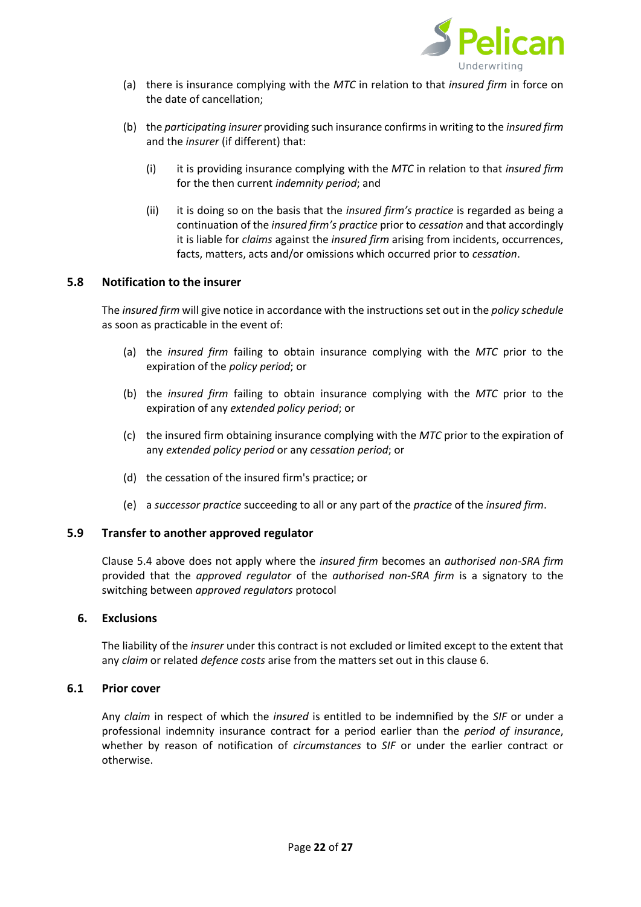(a) there is insurance complying with the *MTC* in relation to that *insured firm* in force on the date of cancellation;

(b) the *participating insurer* providing such insurance confirms in writing to the *insured firm* and the *insurer* (if different) that:

   (i) it is providing insurance complying with the *MTC* in relation to that *insured firm* for the then current *indemnity period*; and

   (ii) it is doing so on the basis that the *insured firm's practice* is regarded as being a continuation of the *insured firm's practice* prior to *cessation* and that accordingly it is liable for *claims* against the *insured firm* arising from incidents, occurrences, facts, matters, acts and/or omissions which occurred prior to *cessation*.

### 5.8 Notification to the insurer

The *insured firm* will give notice in accordance with the instructions set out in the *policy schedule* as soon as practicable in the event of:

(a) the *insured firm* failing to obtain insurance complying with the *MTC* prior to the expiration of the *policy period*; or

(b) the *insured firm* failing to obtain insurance complying with the *MTC* prior to the expiration of any *extended policy period*; or

(c) the insured firm obtaining insurance complying with the *MTC* prior to the expiration of any *extended policy period* or any *cessation period*; or

(d) the cessation of the insured firm's practice; or

(e) a *successor practice* succeeding to all or any part of the *practice* of the *insured firm*.

### 5.9 Transfer to another approved regulator

Clause 5.4 above does not apply where the *insured firm* becomes an *authorised non-SRA firm* provided that the *approved regulator* of the *authorised non-SRA firm* is a signatory to the switching between *approved regulators* protocol

## 6. Exclusions

The liability of the *insurer* under this contract is not excluded or limited except to the extent that any *claim* or related *defence costs* arise from the matters set out in this clause 6.

### 6.1 Prior cover

Any *claim* in respect of which the *insured* is entitled to be indemnified by the *SIF* or under a professional indemnity insurance contract for a period earlier than the *period of insurance*, whether by reason of notification of *circumstances* to *SIF* or under the earlier contract or otherwise.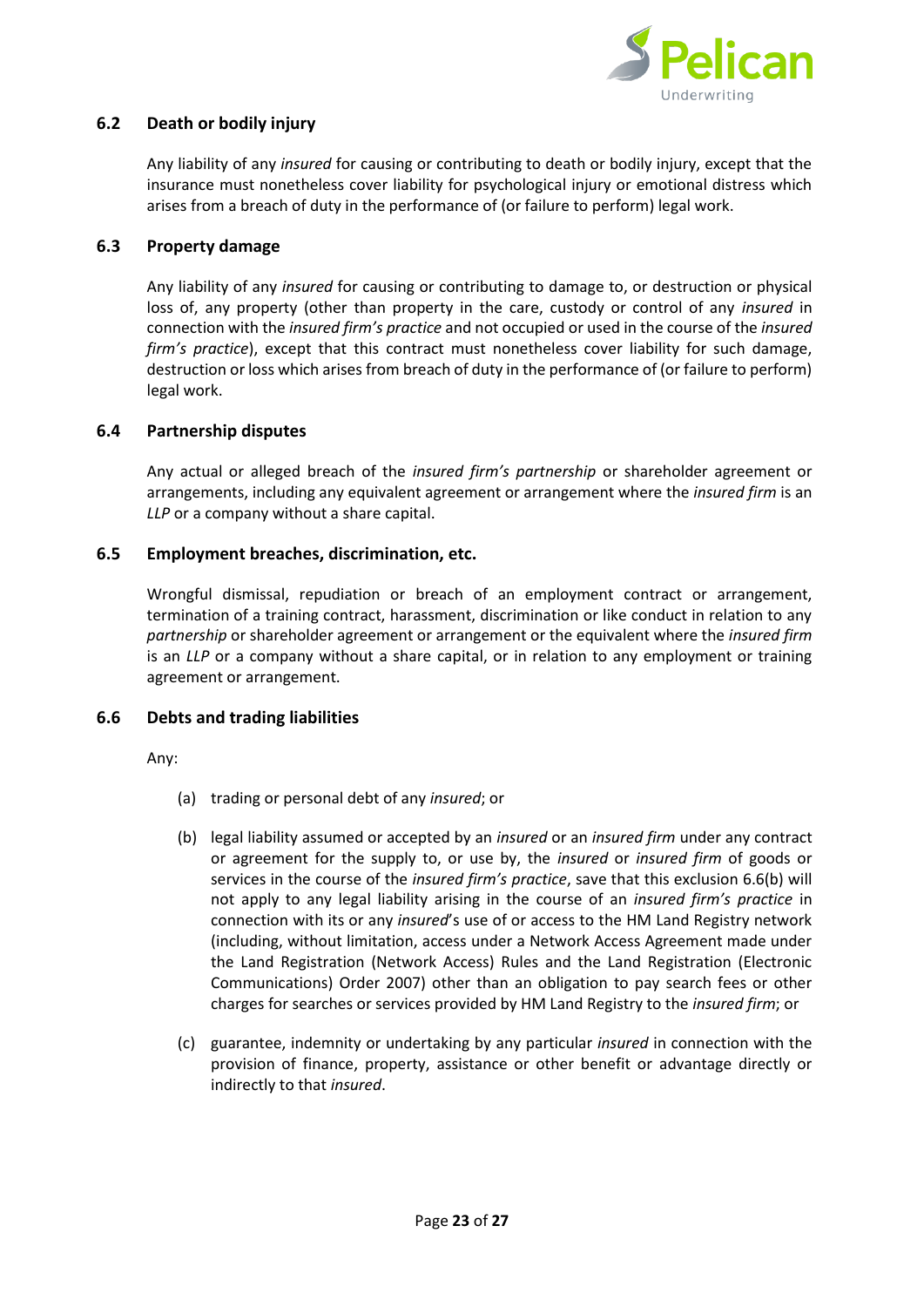### 6.2 Death or bodily injury

Any liability of any *insured* for causing or contributing to death or bodily injury, except that the insurance must nonetheless cover liability for psychological injury or emotional distress which arises from a breach of duty in the performance of (or failure to perform) legal work.

### 6.3 Property damage

Any liability of any *insured* for causing or contributing to damage to, or destruction or physical loss of, any property (other than property in the care, custody or control of any *insured* in connection with the *insured firm's practice* and not occupied or used in the course of the *insured firm's practice*), except that this contract must nonetheless cover liability for such damage, destruction or loss which arises from breach of duty in the performance of (or failure to perform) legal work.

### 6.4 Partnership disputes

Any actual or alleged breach of the *insured firm's partnership* or shareholder agreement or arrangements, including any equivalent agreement or arrangement where the *insured firm* is an *LLP* or a company without a share capital.

### 6.5 Employment breaches, discrimination, etc.

Wrongful dismissal, repudiation or breach of an employment contract or arrangement, termination of a training contract, harassment, discrimination or like conduct in relation to any *partnership* or shareholder agreement or arrangement or the equivalent where the *insured firm* is an *LLP* or a company without a share capital, or in relation to any employment or training agreement or arrangement.

### 6.6 Debts and trading liabilities

Any:

(a) trading or personal debt of any *insured*; or

(b) legal liability assumed or accepted by an *insured* or an *insured firm* under any contract or agreement for the supply to, or use by, the *insured* or *insured firm* of goods or services in the course of the *insured firm's practice*, save that this exclusion 6.6(b) will not apply to any legal liability arising in the course of an *insured firm's practice* in connection with its or any *insured*'s use of or access to the HM Land Registry network (including, without limitation, access under a Network Access Agreement made under the Land Registration (Network Access) Rules and the Land Registration (Electronic Communications) Order 2007) other than an obligation to pay search fees or other charges for searches or services provided by HM Land Registry to the *insured firm*; or

(c) guarantee, indemnity or undertaking by any particular *insured* in connection with the provision of finance, property, assistance or other benefit or advantage directly or indirectly to that *insured*.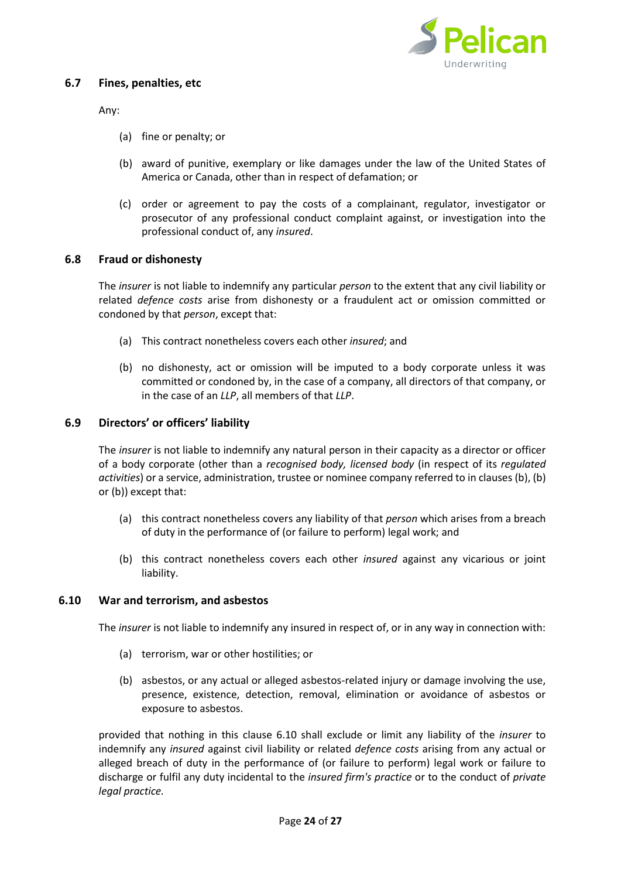### 6.7 Fines, penalties, etc

Any:

(a) fine or penalty; or

(b) award of punitive, exemplary or like damages under the law of the United States of America or Canada, other than in respect of defamation; or

(c) order or agreement to pay the costs of a complainant, regulator, investigator or prosecutor of any professional conduct complaint against, or investigation into the professional conduct of, any *insured*.

### 6.8 Fraud or dishonesty

The *insurer* is not liable to indemnify any particular *person* to the extent that any civil liability or related *defence costs* arise from dishonesty or a fraudulent act or omission committed or condoned by that *person*, except that:

(a) This contract nonetheless covers each other *insured*; and

(b) no dishonesty, act or omission will be imputed to a body corporate unless it was committed or condoned by, in the case of a company, all directors of that company, or in the case of an *LLP*, all members of that *LLP*.

### 6.9 Directors' or officers' liability

The *insurer* is not liable to indemnify any natural person in their capacity as a director or officer of a body corporate (other than a *recognised body, licensed body* (in respect of its *regulated activities*) or a service, administration, trustee or nominee company referred to in clauses (b), (b) or (b)) except that:

(a) this contract nonetheless covers any liability of that *person* which arises from a breach of duty in the performance of (or failure to perform) legal work; and

(b) this contract nonetheless covers each other *insured* against any vicarious or joint liability.

### 6.10 War and terrorism, and asbestos

The *insurer* is not liable to indemnify any insured in respect of, or in any way in connection with:

(a) terrorism, war or other hostilities; or

(b) asbestos, or any actual or alleged asbestos-related injury or damage involving the use, presence, existence, detection, removal, elimination or avoidance of asbestos or exposure to asbestos.

provided that nothing in this clause 6.10 shall exclude or limit any liability of the *insurer* to indemnify any *insured* against civil liability or related *defence costs* arising from any actual or alleged breach of duty in the performance of (or failure to perform) legal work or failure to discharge or fulfil any duty incidental to the *insured firm's practice* or to the conduct of *private legal practice.*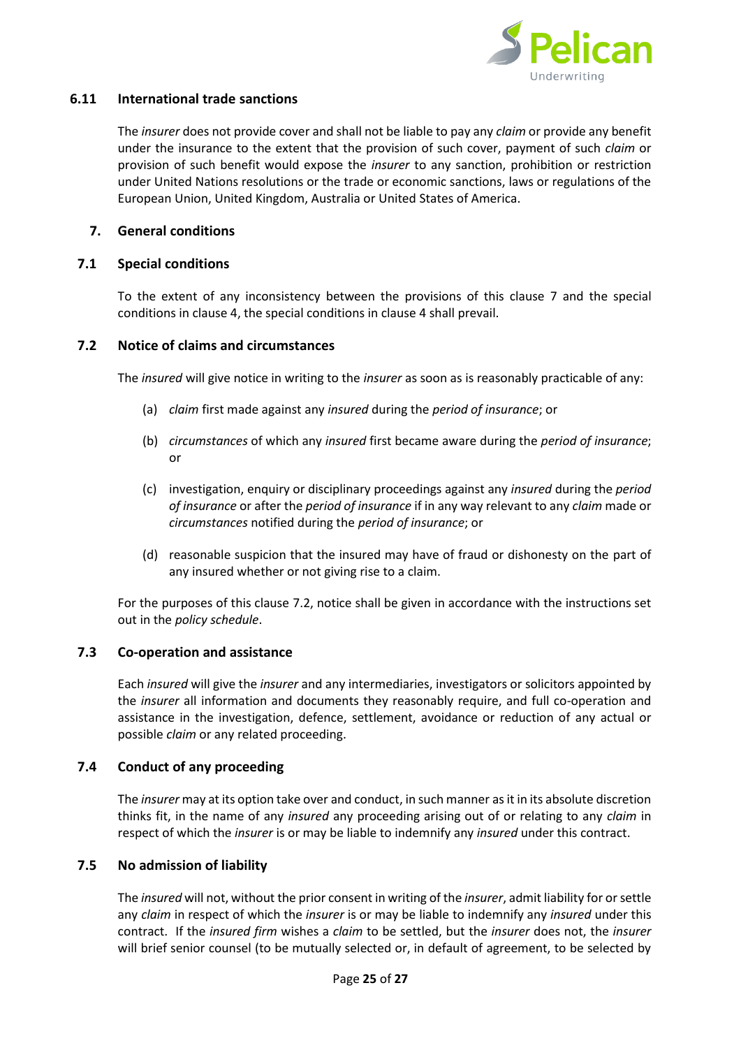### 6.11 International trade sanctions

The *insurer* does not provide cover and shall not be liable to pay any *claim* or provide any benefit under the insurance to the extent that the provision of such cover, payment of such *claim* or provision of such benefit would expose the *insurer* to any sanction, prohibition or restriction under United Nations resolutions or the trade or economic sanctions, laws or regulations of the European Union, United Kingdom, Australia or United States of America.

## 7. General conditions

### 7.1 Special conditions

To the extent of any inconsistency between the provisions of this clause 7 and the special conditions in clause 4, the special conditions in clause 4 shall prevail.

### 7.2 Notice of claims and circumstances

The *insured* will give notice in writing to the *insurer* as soon as is reasonably practicable of any:

(a) *claim* first made against any *insured* during the *period of insurance*; or

(b) *circumstances* of which any *insured* first became aware during the *period of insurance*; or

(c) investigation, enquiry or disciplinary proceedings against any *insured* during the *period of insurance* or after the *period of insurance* if in any way relevant to any *claim* made or *circumstances* notified during the *period of insurance*; or

(d) reasonable suspicion that the insured may have of fraud or dishonesty on the part of any insured whether or not giving rise to a claim.

For the purposes of this clause 7.2, notice shall be given in accordance with the instructions set out in the *policy schedule*.

### 7.3 Co-operation and assistance

Each *insured* will give the *insurer* and any intermediaries, investigators or solicitors appointed by the *insurer* all information and documents they reasonably require, and full co-operation and assistance in the investigation, defence, settlement, avoidance or reduction of any actual or possible *claim* or any related proceeding.

### 7.4 Conduct of any proceeding

The *insurer* may at its option take over and conduct, in such manner as it in its absolute discretion thinks fit, in the name of any *insured* any proceeding arising out of or relating to any *claim* in respect of which the *insurer* is or may be liable to indemnify any *insured* under this contract.

### 7.5 No admission of liability

The *insured* will not, without the prior consent in writing of the *insurer*, admit liability for or settle any *claim* in respect of which the *insurer* is or may be liable to indemnify any *insured* under this contract. If the *insured firm* wishes a *claim* to be settled, but the *insurer* does not, the *insurer* will brief senior counsel (to be mutually selected or, in default of agreement, to be selected by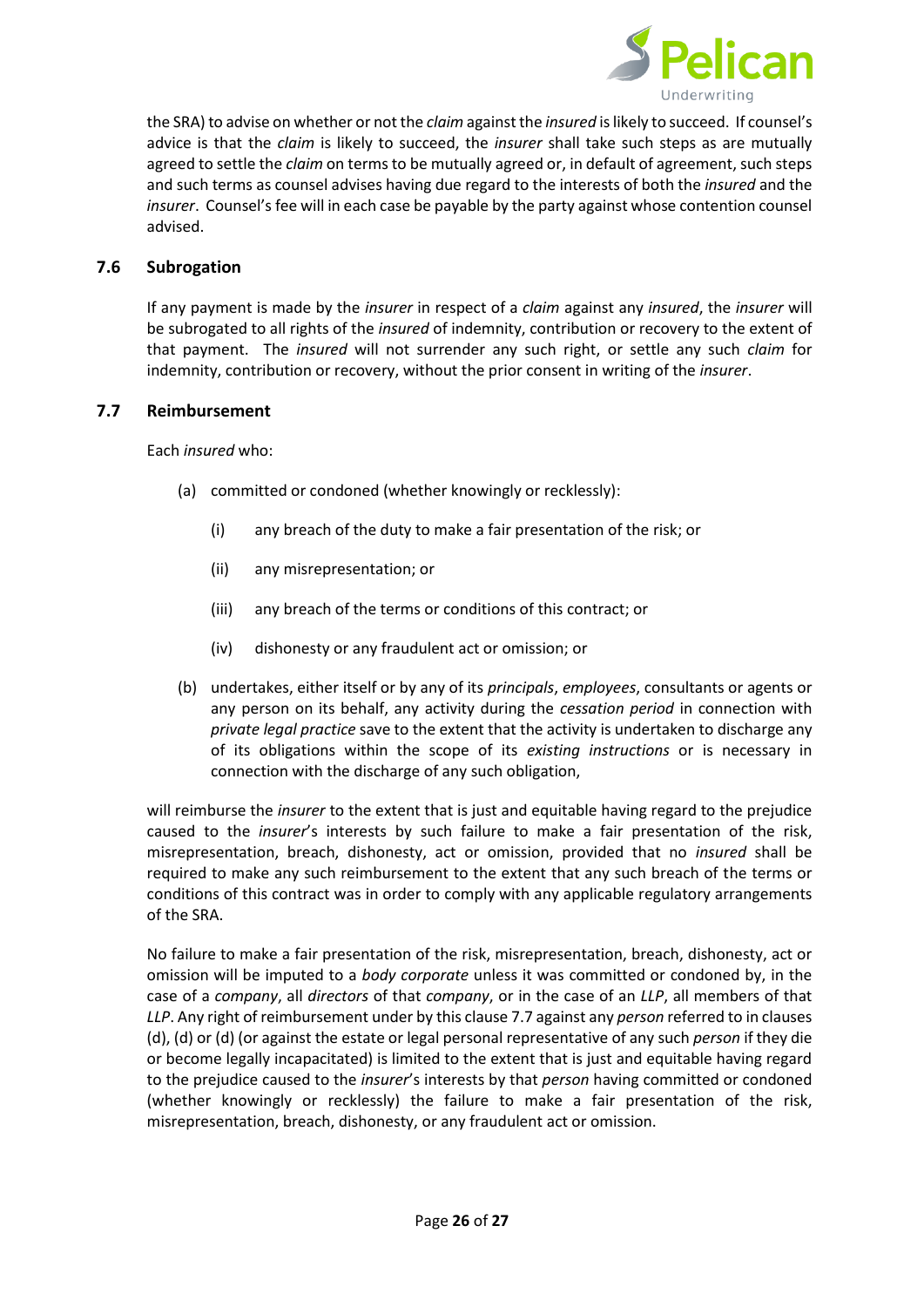the SRA) to advise on whether or not the *claim* against the *insured* is likely to succeed. If counsel's advice is that the *claim* is likely to succeed, the *insurer* shall take such steps as are mutually agreed to settle the *claim* on terms to be mutually agreed or, in default of agreement, such steps and such terms as counsel advises having due regard to the interests of both the *insured* and the *insurer*. Counsel's fee will in each case be payable by the party against whose contention counsel advised.

### 7.6 Subrogation

If any payment is made by the *insurer* in respect of a *claim* against any *insured*, the *insurer* will be subrogated to all rights of the *insured* of indemnity, contribution or recovery to the extent of that payment. The *insured* will not surrender any such right, or settle any such *claim* for indemnity, contribution or recovery, without the prior consent in writing of the *insurer*.

### 7.7 Reimbursement

Each *insured* who:

(a) committed or condoned (whether knowingly or recklessly):

  (i) any breach of the duty to make a fair presentation of the risk; or

  (ii) any misrepresentation; or

  (iii) any breach of the terms or conditions of this contract; or

  (iv) dishonesty or any fraudulent act or omission; or

(b) undertakes, either itself or by any of its *principals*, *employees*, consultants or agents or any person on its behalf, any activity during the *cessation period* in connection with *private legal practice* save to the extent that the activity is undertaken to discharge any of its obligations within the scope of its *existing instructions* or is necessary in connection with the discharge of any such obligation,

will reimburse the *insurer* to the extent that is just and equitable having regard to the prejudice caused to the *insurer*'s interests by such failure to make a fair presentation of the risk, misrepresentation, breach, dishonesty, act or omission, provided that no *insured* shall be required to make any such reimbursement to the extent that any such breach of the terms or conditions of this contract was in order to comply with any applicable regulatory arrangements of the SRA.

No failure to make a fair presentation of the risk, misrepresentation, breach, dishonesty, act or omission will be imputed to a *body corporate* unless it was committed or condoned by, in the case of a *company*, all *directors* of that *company*, or in the case of an *LLP*, all members of that *LLP*. Any right of reimbursement under by this clause 7.7 against any *person* referred to in clauses (d), (d) or (d) (or against the estate or legal personal representative of any such *person* if they die or become legally incapacitated) is limited to the extent that is just and equitable having regard to the prejudice caused to the *insurer*'s interests by that *person* having committed or condoned (whether knowingly or recklessly) the failure to make a fair presentation of the risk, misrepresentation, breach, dishonesty, or any fraudulent act or omission.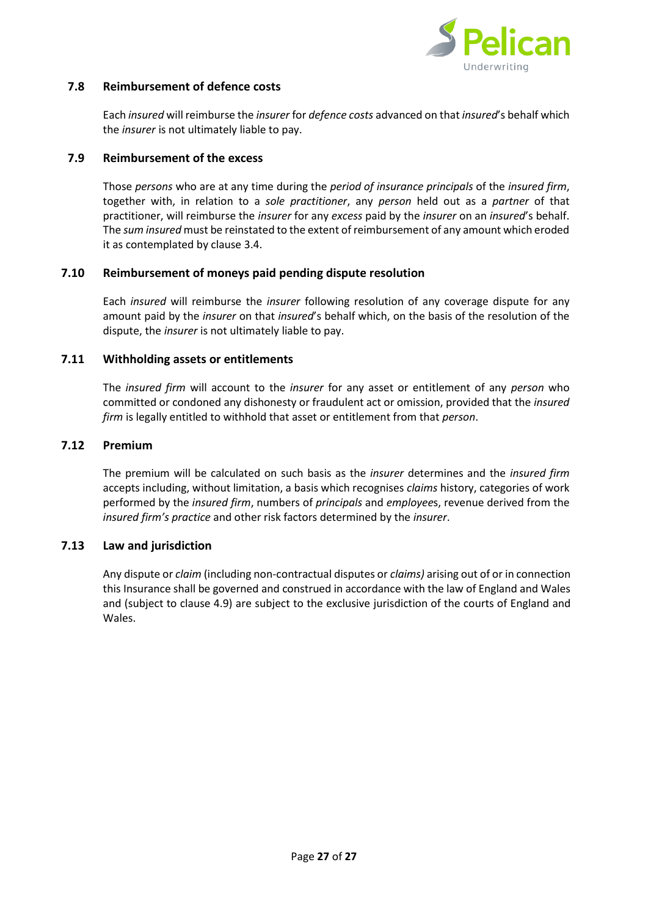### 7.8 Reimbursement of defence costs

Each *insured* will reimburse the *insurer* for *defence costs* advanced on that *insured*'s behalf which the *insurer* is not ultimately liable to pay.

### 7.9 Reimbursement of the excess

Those *persons* who are at any time during the *period of insurance principals* of the *insured firm*, together with, in relation to a *sole practitioner*, any *person* held out as a *partner* of that practitioner, will reimburse the *insurer* for any *excess* paid by the *insurer* on an *insured*'s behalf. The *sum insured* must be reinstated to the extent of reimbursement of any amount which eroded it as contemplated by clause 3.4.

### 7.10 Reimbursement of moneys paid pending dispute resolution

Each *insured* will reimburse the *insurer* following resolution of any coverage dispute for any amount paid by the *insurer* on that *insured*'s behalf which, on the basis of the resolution of the dispute, the *insurer* is not ultimately liable to pay.

### 7.11 Withholding assets or entitlements

The *insured firm* will account to the *insurer* for any asset or entitlement of any *person* who committed or condoned any dishonesty or fraudulent act or omission, provided that the *insured firm* is legally entitled to withhold that asset or entitlement from that *person*.

### 7.12 Premium

The premium will be calculated on such basis as the *insurer* determines and the *insured firm* accepts including, without limitation, a basis which recognises *claims* history, categories of work performed by the *insured firm*, numbers of *principals* and *employee*s, revenue derived from the *insured firm's practice* and other risk factors determined by the *insurer*.

### 7.13 Law and jurisdiction

Any dispute or *claim* (including non-contractual disputes or *claims)* arising out of or in connection this Insurance shall be governed and construed in accordance with the law of England and Wales and (subject to clause 4.9) are subject to the exclusive jurisdiction of the courts of England and Wales.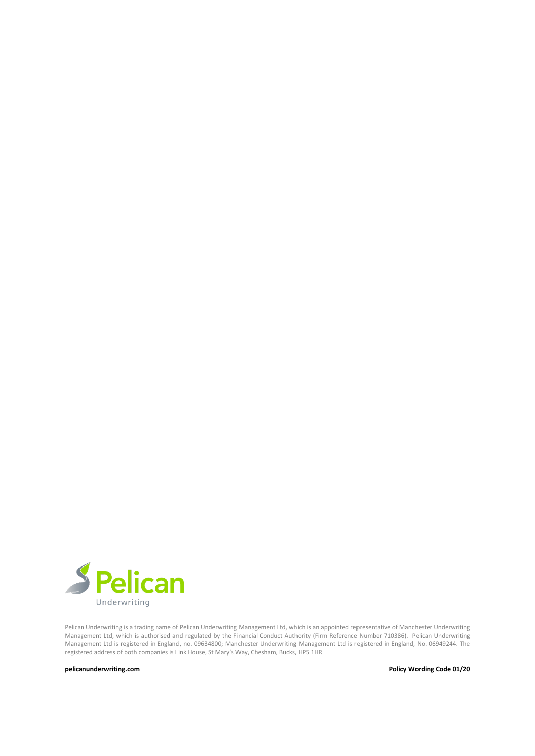Pelican

Underwriting

Pelican Underwriting is a trading name of Pelican Underwriting Management Ltd, which is an appointed representative of Manchester Underwriting Management Ltd, which is authorised and regulated by the Financial Conduct Authority (Firm Reference Number 710386). Pelican Underwriting Management Ltd is registered in England, no. 09634800; Manchester Underwriting Management Ltd is registered in England, No. 06949244. The registered address of both companies is Link House, St Mary's Way, Chesham, Bucks, HP5 1HR

**pelicanunderwriting.com** **Policy Wording Code 01/20**